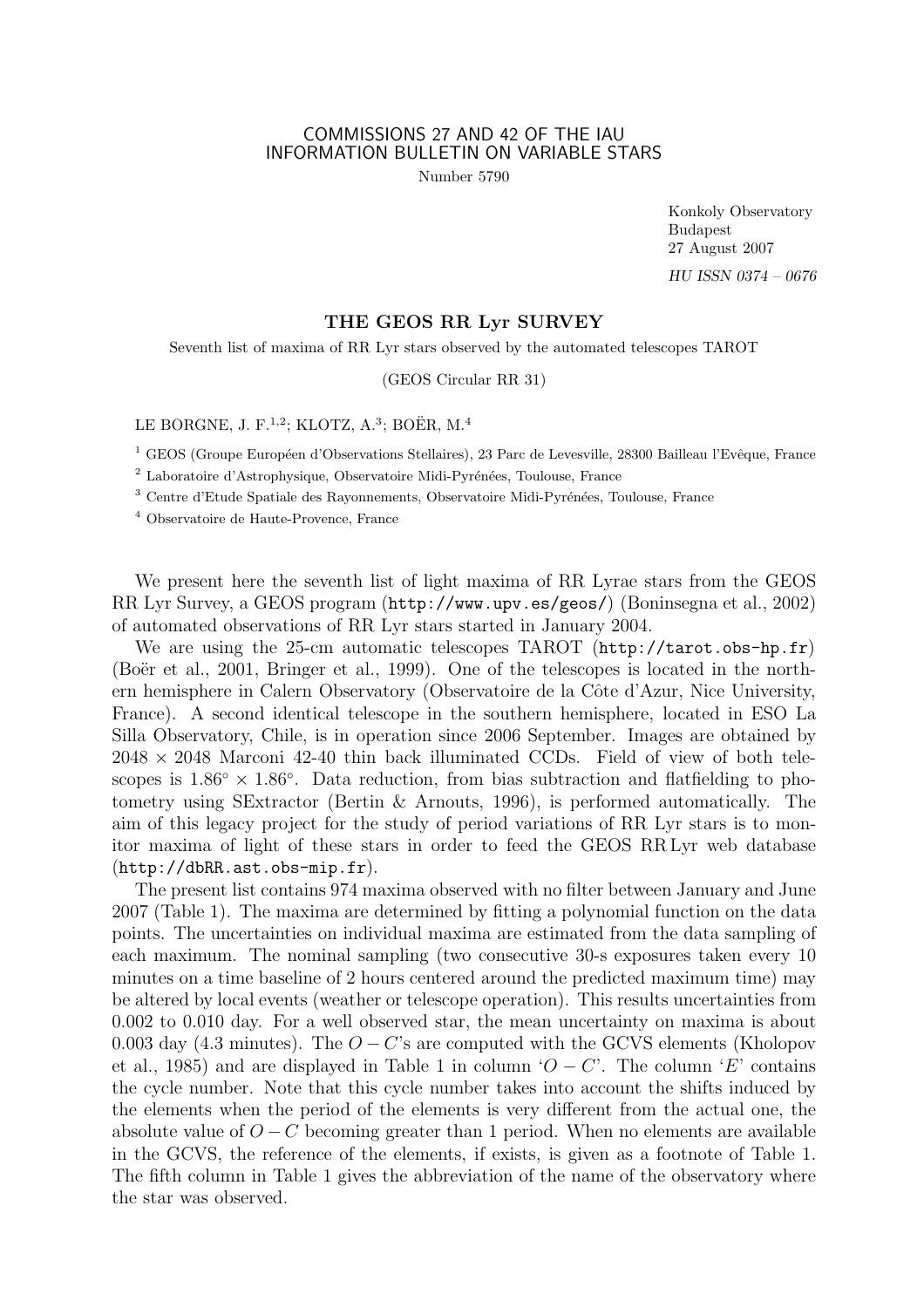COMMISSIONS 27 AND 42 OF THE IAU
INFORMATION BULLETIN ON VARIABLE STARS

Number 5790

Konkoly Observatory
Budapest
27 August 2007

*HU ISSN 0374 – 0676*

# THE GEOS RR Lyr SURVEY

Seventh list of maxima of RR Lyr stars observed by the automated telescopes TAROT

(GEOS Circular RR 31)

LE BORGNE, J. F.[1,2]; KLOTZ, A.[3]; BOËR, M.[4]

[1] GEOS (Groupe Européen d'Observations Stellaires), 23 Parc de Levesville, 28300 Bailleau l'Evêque, France

[2] Laboratoire d'Astrophysique, Observatoire Midi-Pyrénées, Toulouse, France

[3] Centre d'Etude Spatiale des Rayonnements, Observatoire Midi-Pyrénées, Toulouse, France

[4] Observatoire de Haute-Provence, France

We present here the seventh list of light maxima of RR Lyrae stars from the GEOS RR Lyr Survey, a GEOS program (`http://www.upv.es/geos/`) (Boninsegna et al., 2002) of automated observations of RR Lyr stars started in January 2004.

We are using the 25-cm automatic telescopes TAROT (`http://tarot.obs-hp.fr`) (Boër et al., 2001, Bringer et al., 1999). One of the telescopes is located in the northern hemisphere in Calern Observatory (Observatoire de la Côte d'Azur, Nice University, France). A second identical telescope in the southern hemisphere, located in ESO La Silla Observatory, Chile, is in operation since 2006 September. Images are obtained by $2048 \times 2048$ Marconi 42-40 thin back illuminated CCDs. Field of view of both telescopes is $1.86^\circ \times 1.86^\circ$. Data reduction, from bias subtraction and flatfielding to photometry using SExtractor (Bertin & Arnouts, 1996), is performed automatically. The aim of this legacy project for the study of period variations of RR Lyr stars is to monitor maxima of light of these stars in order to feed the GEOS RR Lyr web database (`http://dbRR.ast.obs-mip.fr`).

The present list contains 974 maxima observed with no filter between January and June 2007 (Table 1). The maxima are determined by fitting a polynomial function on the data points. The uncertainties on individual maxima are estimated from the data sampling of each maximum. The nominal sampling (two consecutive 30-s exposures taken every 10 minutes on a time baseline of 2 hours centered around the predicted maximum time) may be altered by local events (weather or telescope operation). This results uncertainties from 0.002 to 0.010 day. For a well observed star, the mean uncertainty on maxima is about 0.003 day (4.3 minutes). The $O - C$'s are computed with the GCVS elements (Kholopov et al., 1985) and are displayed in Table 1 in column '$O - C$'. The column '$E$' contains the cycle number. Note that this cycle number takes into account the shifts induced by the elements when the period of the elements is very different from the actual one, the absolute value of $O - C$ becoming greater than 1 period. When no elements are available in the GCVS, the reference of the elements, if exists, is given as a footnote of Table 1. The fifth column in Table 1 gives the abbreviation of the name of the observatory where the star was observed.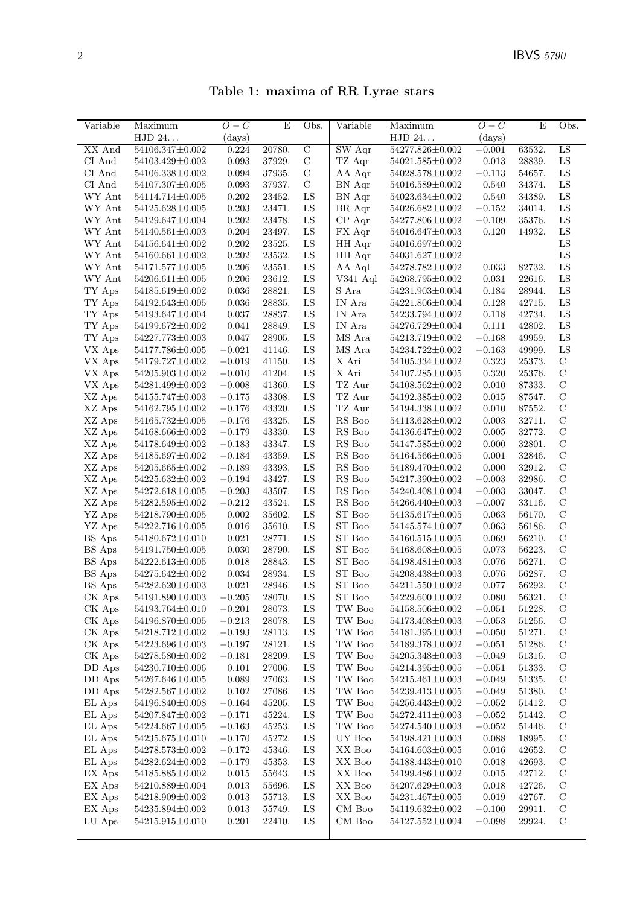**Table 1: maxima of RR Lyrae stars**

| Variable | Maximum HJD 24... | $O-C$ (days) | E | Obs. | Variable | Maximum HJD 24... | $O-C$ (days) | E | Obs. |
|---|---|---|---|---|---|---|---|---|---|
| XX And | 54106.347±0.002 | 0.224 | 20780. | C | SW Aqr | 54277.826±0.002 | −0.001 | 63532. | LS |
| CI And | 54103.429±0.002 | 0.093 | 37929. | C | TZ Aqr | 54021.585±0.002 | 0.013 | 28839. | LS |
| CI And | 54106.338±0.002 | 0.094 | 37935. | C | AA Aqr | 54028.578±0.002 | −0.113 | 54657. | LS |
| CI And | 54107.307±0.005 | 0.093 | 37937. | C | BN Aqr | 54016.589±0.002 | 0.540 | 34374. | LS |
| WY Ant | 54114.714±0.005 | 0.202 | 23452. | LS | BN Aqr | 54023.634±0.002 | 0.540 | 34389. | LS |
| WY Ant | 54125.628±0.005 | 0.203 | 23471. | LS | BR Aqr | 54026.682±0.002 | −0.152 | 34014. | LS |
| WY Ant | 54129.647±0.004 | 0.202 | 23478. | LS | CP Aqr | 54277.806±0.002 | −0.109 | 35376. | LS |
| WY Ant | 54140.561±0.003 | 0.204 | 23497. | LS | FX Aqr | 54016.647±0.003 | 0.120 | 14932. | LS |
| WY Ant | 54156.641±0.002 | 0.202 | 23525. | LS | HH Aqr | 54016.697±0.002 | | | LS |
| WY Ant | 54160.661±0.002 | 0.202 | 23532. | LS | HH Aqr | 54031.627±0.002 | | | LS |
| WY Ant | 54171.577±0.005 | 0.206 | 23551. | LS | AA Aql | 54278.782±0.002 | 0.033 | 82732. | LS |
| WY Ant | 54206.611±0.005 | 0.206 | 23612. | LS | V341 Aql | 54268.795±0.002 | 0.031 | 22616. | LS |
| TY Aps | 54185.619±0.002 | 0.036 | 28821. | LS | S Ara | 54231.903±0.004 | 0.184 | 28944. | LS |
| TY Aps | 54192.643±0.005 | 0.036 | 28835. | LS | IN Ara | 54221.806±0.004 | 0.128 | 42715. | LS |
| TY Aps | 54193.647±0.004 | 0.037 | 28837. | LS | IN Ara | 54233.794±0.002 | 0.118 | 42734. | LS |
| TY Aps | 54199.672±0.002 | 0.041 | 28849. | LS | IN Ara | 54276.729±0.004 | 0.111 | 42802. | LS |
| TY Aps | 54227.773±0.003 | 0.047 | 28905. | LS | MS Ara | 54213.719±0.002 | −0.168 | 49959. | LS |
| VX Aps | 54177.786±0.005 | −0.021 | 41146. | LS | MS Ara | 54234.722±0.002 | −0.163 | 49999. | LS |
| VX Aps | 54179.727±0.002 | −0.019 | 41150. | LS | X Ari | 54105.334±0.002 | 0.323 | 25373. | C |
| VX Aps | 54205.903±0.002 | −0.010 | 41204. | LS | X Ari | 54107.285±0.005 | 0.320 | 25376. | C |
| VX Aps | 54281.499±0.002 | −0.008 | 41360. | LS | TZ Aur | 54108.562±0.002 | 0.010 | 87333. | C |
| XZ Aps | 54155.747±0.003 | −0.175 | 43308. | LS | TZ Aur | 54192.385±0.002 | 0.015 | 87547. | C |
| XZ Aps | 54162.795±0.002 | −0.176 | 43320. | LS | TZ Aur | 54194.338±0.002 | 0.010 | 87552. | C |
| XZ Aps | 54165.732±0.005 | −0.176 | 43325. | LS | RS Boo | 54113.628±0.002 | 0.003 | 32711. | C |
| XZ Aps | 54168.666±0.002 | −0.179 | 43330. | LS | RS Boo | 54136.647±0.002 | 0.005 | 32772. | C |
| XZ Aps | 54178.649±0.002 | −0.183 | 43347. | LS | RS Boo | 54147.585±0.002 | 0.000 | 32801. | C |
| XZ Aps | 54185.697±0.002 | −0.184 | 43359. | LS | RS Boo | 54164.566±0.005 | 0.001 | 32846. | C |
| XZ Aps | 54205.665±0.002 | −0.189 | 43393. | LS | RS Boo | 54189.470±0.002 | 0.000 | 32912. | C |
| XZ Aps | 54225.632±0.002 | −0.194 | 43427. | LS | RS Boo | 54217.390±0.002 | −0.003 | 32986. | C |
| XZ Aps | 54272.618±0.005 | −0.203 | 43507. | LS | RS Boo | 54240.408±0.004 | −0.003 | 33047. | C |
| XZ Aps | 54282.595±0.002 | −0.212 | 43524. | LS | RS Boo | 54266.440±0.003 | −0.007 | 33116. | C |
| YZ Aps | 54218.790±0.005 | 0.002 | 35602. | LS | ST Boo | 54135.617±0.005 | 0.063 | 56170. | C |
| YZ Aps | 54222.716±0.005 | 0.016 | 35610. | LS | ST Boo | 54145.574±0.007 | 0.063 | 56186. | C |
| BS Aps | 54180.672±0.010 | 0.021 | 28771. | LS | ST Boo | 54160.515±0.005 | 0.069 | 56210. | C |
| BS Aps | 54191.750±0.005 | 0.030 | 28790. | LS | ST Boo | 54168.608±0.005 | 0.073 | 56223. | C |
| BS Aps | 54222.613±0.005 | 0.018 | 28843. | LS | ST Boo | 54198.481±0.003 | 0.076 | 56271. | C |
| BS Aps | 54275.642±0.002 | 0.034 | 28934. | LS | ST Boo | 54208.438±0.003 | 0.076 | 56287. | C |
| BS Aps | 54282.620±0.003 | 0.021 | 28946. | LS | ST Boo | 54211.550±0.002 | 0.077 | 56292. | C |
| CK Aps | 54191.890±0.003 | −0.205 | 28070. | LS | ST Boo | 54229.600±0.002 | 0.080 | 56321. | C |
| CK Aps | 54193.764±0.010 | −0.201 | 28073. | LS | TW Boo | 54158.506±0.002 | −0.051 | 51228. | C |
| CK Aps | 54196.870±0.005 | −0.213 | 28078. | LS | TW Boo | 54173.408±0.003 | −0.053 | 51256. | C |
| CK Aps | 54218.712±0.002 | −0.193 | 28113. | LS | TW Boo | 54181.395±0.003 | −0.050 | 51271. | C |
| CK Aps | 54223.696±0.003 | −0.197 | 28121. | LS | TW Boo | 54189.378±0.002 | −0.051 | 51286. | C |
| CK Aps | 54278.580±0.002 | −0.181 | 28209. | LS | TW Boo | 54205.348±0.003 | −0.049 | 51316. | C |
| DD Aps | 54230.710±0.006 | 0.101 | 27006. | LS | TW Boo | 54214.395±0.005 | −0.051 | 51333. | C |
| DD Aps | 54267.646±0.005 | 0.089 | 27063. | LS | TW Boo | 54215.461±0.003 | −0.049 | 51335. | C |
| DD Aps | 54282.567±0.002 | 0.102 | 27086. | LS | TW Boo | 54239.413±0.005 | −0.049 | 51380. | C |
| EL Aps | 54196.840±0.008 | −0.164 | 45205. | LS | TW Boo | 54256.443±0.002 | −0.052 | 51412. | C |
| EL Aps | 54207.847±0.002 | −0.171 | 45224. | LS | TW Boo | 54272.411±0.003 | −0.052 | 51442. | C |
| EL Aps | 54224.667±0.005 | −0.163 | 45253. | LS | TW Boo | 54274.540±0.003 | −0.052 | 51446. | C |
| EL Aps | 54235.675±0.010 | −0.170 | 45272. | LS | UY Boo | 54198.421±0.003 | 0.088 | 18995. | C |
| EL Aps | 54278.573±0.002 | −0.172 | 45346. | LS | XX Boo | 54164.603±0.005 | 0.016 | 42652. | C |
| EL Aps | 54282.624±0.002 | −0.179 | 45353. | LS | XX Boo | 54188.443±0.010 | 0.018 | 42693. | C |
| EX Aps | 54185.885±0.002 | 0.015 | 55643. | LS | XX Boo | 54199.486±0.002 | 0.015 | 42712. | C |
| EX Aps | 54210.889±0.004 | 0.013 | 55696. | LS | XX Boo | 54207.629±0.003 | 0.018 | 42726. | C |
| EX Aps | 54218.909±0.002 | 0.013 | 55713. | LS | XX Boo | 54231.467±0.005 | 0.019 | 42767. | C |
| EX Aps | 54235.894±0.002 | 0.013 | 55749. | LS | CM Boo | 54119.632±0.002 | −0.100 | 29911. | C |
| LU Aps | 54215.915±0.010 | 0.201 | 22410. | LS | CM Boo | 54127.552±0.004 | −0.098 | 29924. | C |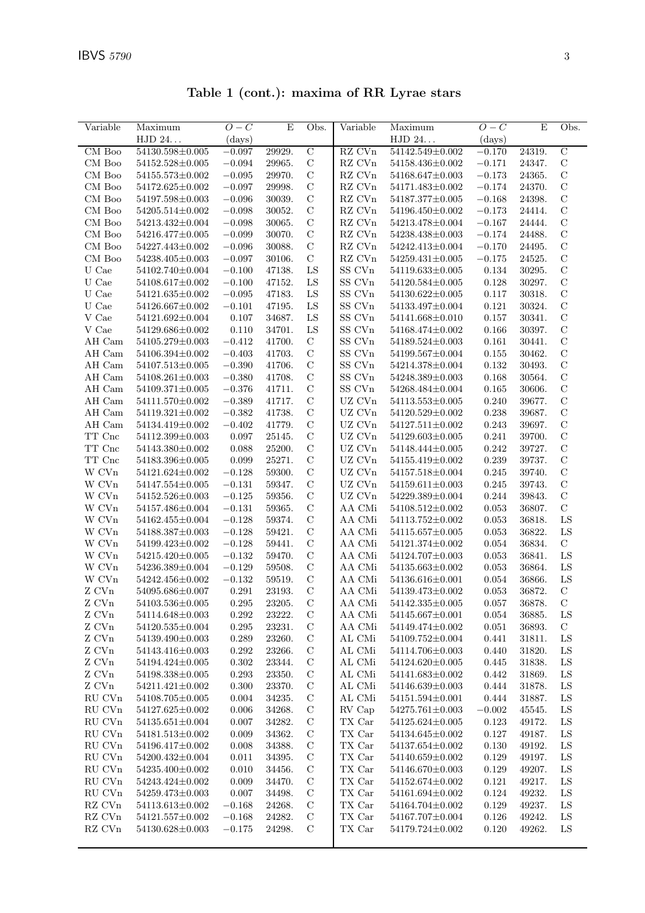**Table 1 (cont.): maxima of RR Lyrae stars**

| Variable | Maximum HJD 24... | $O-C$ (days) | E | Obs. | Variable | Maximum HJD 24... | $O-C$ (days) | E | Obs. |
|---|---|---|---|---|---|---|---|---|---|
| CM Boo | 54130.598±0.005 | −0.097 | 29929. | C | RZ CVn | 54142.549±0.002 | −0.170 | 24319. | C |
| CM Boo | 54152.528±0.005 | −0.094 | 29965. | C | RZ CVn | 54158.436±0.002 | −0.171 | 24347. | C |
| CM Boo | 54155.573±0.002 | −0.095 | 29970. | C | RZ CVn | 54168.647±0.003 | −0.173 | 24365. | C |
| CM Boo | 54172.625±0.002 | −0.097 | 29998. | C | RZ CVn | 54171.483±0.002 | −0.174 | 24370. | C |
| CM Boo | 54197.598±0.003 | −0.096 | 30039. | C | RZ CVn | 54187.377±0.005 | −0.168 | 24398. | C |
| CM Boo | 54205.514±0.002 | −0.098 | 30052. | C | RZ CVn | 54196.450±0.002 | −0.173 | 24414. | C |
| CM Boo | 54213.432±0.004 | −0.098 | 30065. | C | RZ CVn | 54213.478±0.004 | −0.167 | 24444. | C |
| CM Boo | 54216.477±0.005 | −0.099 | 30070. | C | RZ CVn | 54238.438±0.003 | −0.174 | 24488. | C |
| CM Boo | 54227.443±0.002 | −0.096 | 30088. | C | RZ CVn | 54242.413±0.004 | −0.170 | 24495. | C |
| CM Boo | 54238.405±0.003 | −0.097 | 30106. | C | RZ CVn | 54259.431±0.005 | −0.175 | 24525. | C |
| U Cae | 54102.740±0.004 | −0.100 | 47138. | LS | SS CVn | 54119.633±0.005 | 0.134 | 30295. | C |
| U Cae | 54108.617±0.002 | −0.100 | 47152. | LS | SS CVn | 54120.584±0.005 | 0.128 | 30297. | C |
| U Cae | 54121.635±0.002 | −0.095 | 47183. | LS | SS CVn | 54130.622±0.005 | 0.117 | 30318. | C |
| U Cae | 54126.667±0.002 | −0.101 | 47195. | LS | SS CVn | 54133.497±0.004 | 0.121 | 30324. | C |
| V Cae | 54121.692±0.004 | 0.107 | 34687. | LS | SS CVn | 54141.668±0.010 | 0.157 | 30341. | C |
| V Cae | 54129.686±0.002 | 0.110 | 34701. | LS | SS CVn | 54168.474±0.002 | 0.166 | 30397. | C |
| AH Cam | 54105.279±0.003 | −0.412 | 41700. | C | SS CVn | 54189.524±0.003 | 0.161 | 30441. | C |
| AH Cam | 54106.394±0.002 | −0.403 | 41703. | C | SS CVn | 54199.567±0.004 | 0.155 | 30462. | C |
| AH Cam | 54107.513±0.005 | −0.390 | 41706. | C | SS CVn | 54214.378±0.004 | 0.132 | 30493. | C |
| AH Cam | 54108.261±0.003 | −0.380 | 41708. | C | SS CVn | 54248.389±0.003 | 0.168 | 30564. | C |
| AH Cam | 54109.371±0.005 | −0.376 | 41711. | C | SS CVn | 54268.484±0.004 | 0.165 | 30606. | C |
| AH Cam | 54111.570±0.002 | −0.389 | 41717. | C | UZ CVn | 54113.553±0.005 | 0.240 | 39677. | C |
| AH Cam | 54119.321±0.002 | −0.382 | 41738. | C | UZ CVn | 54120.529±0.002 | 0.238 | 39687. | C |
| AH Cam | 54134.419±0.002 | −0.402 | 41779. | C | UZ CVn | 54127.511±0.002 | 0.243 | 39697. | C |
| TT Cnc | 54112.399±0.003 | 0.097 | 25145. | C | UZ CVn | 54129.603±0.005 | 0.241 | 39700. | C |
| TT Cnc | 54143.380±0.002 | 0.088 | 25200. | C | UZ CVn | 54148.444±0.005 | 0.242 | 39727. | C |
| TT Cnc | 54183.396±0.005 | 0.099 | 25271. | C | UZ CVn | 54155.419±0.002 | 0.239 | 39737. | C |
| W CVn | 54121.624±0.002 | −0.128 | 59300. | C | UZ CVn | 54157.518±0.004 | 0.245 | 39740. | C |
| W CVn | 54147.554±0.005 | −0.131 | 59347. | C | UZ CVn | 54159.611±0.003 | 0.245 | 39743. | C |
| W CVn | 54152.526±0.003 | −0.125 | 59356. | C | UZ CVn | 54229.389±0.004 | 0.244 | 39843. | C |
| W CVn | 54157.486±0.004 | −0.131 | 59365. | C | AA CMi | 54108.512±0.002 | 0.053 | 36807. | C |
| W CVn | 54162.455±0.004 | −0.128 | 59374. | C | AA CMi | 54113.752±0.002 | 0.053 | 36818. | LS |
| W CVn | 54188.387±0.003 | −0.128 | 59421. | C | AA CMi | 54115.657±0.005 | 0.053 | 36822. | LS |
| W CVn | 54199.423±0.002 | −0.128 | 59441. | C | AA CMi | 54121.374±0.002 | 0.054 | 36834. | C |
| W CVn | 54215.420±0.005 | −0.132 | 59470. | C | AA CMi | 54124.707±0.003 | 0.053 | 36841. | LS |
| W CVn | 54236.389±0.004 | −0.129 | 59508. | C | AA CMi | 54135.663±0.002 | 0.053 | 36864. | LS |
| W CVn | 54242.456±0.002 | −0.132 | 59519. | C | AA CMi | 54136.616±0.001 | 0.054 | 36866. | LS |
| Z CVn | 54095.686±0.007 | 0.291 | 23193. | C | AA CMi | 54139.473±0.002 | 0.053 | 36872. | C |
| Z CVn | 54103.536±0.005 | 0.295 | 23205. | C | AA CMi | 54142.335±0.005 | 0.057 | 36878. | C |
| Z CVn | 54114.648±0.003 | 0.292 | 23222. | C | AA CMi | 54145.667±0.001 | 0.054 | 36885. | LS |
| Z CVn | 54120.535±0.004 | 0.295 | 23231. | C | AA CMi | 54149.474±0.002 | 0.051 | 36893. | C |
| Z CVn | 54139.490±0.003 | 0.289 | 23260. | C | AL CMi | 54109.752±0.004 | 0.441 | 31811. | LS |
| Z CVn | 54143.416±0.003 | 0.292 | 23266. | C | AL CMi | 54114.706±0.003 | 0.440 | 31820. | LS |
| Z CVn | 54194.424±0.005 | 0.302 | 23344. | C | AL CMi | 54124.620±0.005 | 0.445 | 31838. | LS |
| Z CVn | 54198.338±0.005 | 0.293 | 23350. | C | AL CMi | 54141.683±0.002 | 0.442 | 31869. | LS |
| Z CVn | 54211.421±0.002 | 0.300 | 23370. | C | AL CMi | 54146.639±0.003 | 0.444 | 31878. | LS |
| RU CVn | 54108.705±0.005 | 0.004 | 34235. | C | AL CMi | 54151.594±0.001 | 0.444 | 31887. | LS |
| RU CVn | 54127.625±0.002 | 0.006 | 34268. | C | RV Cap | 54275.761±0.003 | −0.002 | 45545. | LS |
| RU CVn | 54135.651±0.004 | 0.007 | 34282. | C | TX Car | 54125.624±0.005 | 0.123 | 49172. | LS |
| RU CVn | 54181.513±0.002 | 0.009 | 34362. | C | TX Car | 54134.645±0.002 | 0.127 | 49187. | LS |
| RU CVn | 54196.417±0.002 | 0.008 | 34388. | C | TX Car | 54137.654±0.002 | 0.130 | 49192. | LS |
| RU CVn | 54200.432±0.004 | 0.011 | 34395. | C | TX Car | 54140.659±0.002 | 0.129 | 49197. | LS |
| RU CVn | 54235.400±0.002 | 0.010 | 34456. | C | TX Car | 54146.670±0.003 | 0.129 | 49207. | LS |
| RU CVn | 54243.424±0.002 | 0.009 | 34470. | C | TX Car | 54152.674±0.002 | 0.121 | 49217. | LS |
| RU CVn | 54259.473±0.003 | 0.007 | 34498. | C | TX Car | 54161.694±0.002 | 0.124 | 49232. | LS |
| RZ CVn | 54113.613±0.002 | −0.168 | 24268. | C | TX Car | 54164.704±0.002 | 0.129 | 49237. | LS |
| RZ CVn | 54121.557±0.002 | −0.168 | 24282. | C | TX Car | 54167.707±0.004 | 0.126 | 49242. | LS |
| RZ CVn | 54130.628±0.003 | −0.175 | 24298. | C | TX Car | 54179.724±0.002 | 0.120 | 49262. | LS |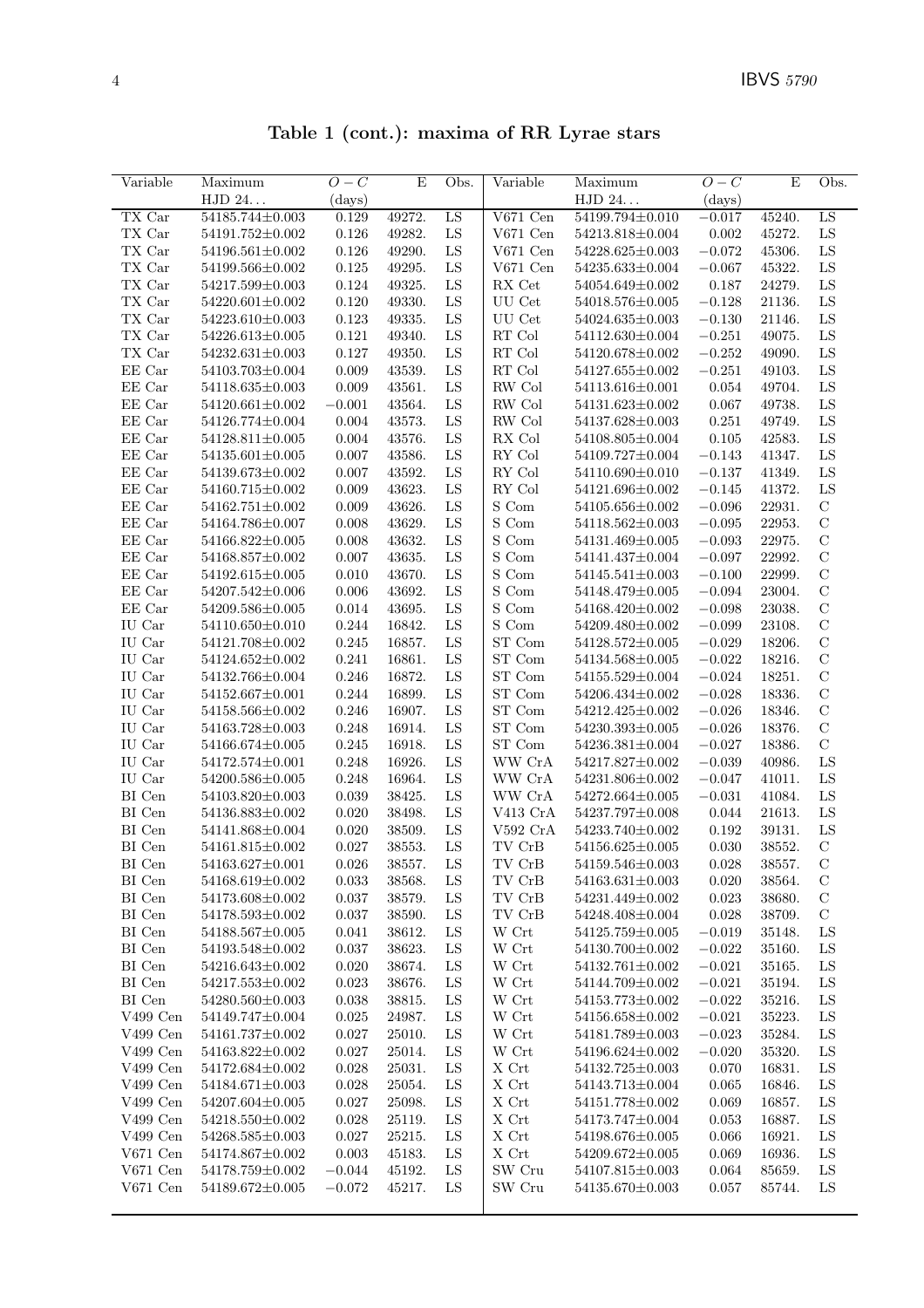**Table 1 (cont.): maxima of RR Lyrae stars**

| Variable | Maximum HJD 24... | $O-C$ (days) | E | Obs. | Variable | Maximum HJD 24... | $O-C$ (days) | E | Obs. |
|---|---|---|---|---|---|---|---|---|---|
| TX Car | 54185.744±0.003 | 0.129 | 49272. | LS | V671 Cen | 54199.794±0.010 | −0.017 | 45240. | LS |
| TX Car | 54191.752±0.002 | 0.126 | 49282. | LS | V671 Cen | 54213.818±0.004 | 0.002 | 45272. | LS |
| TX Car | 54196.561±0.002 | 0.126 | 49290. | LS | V671 Cen | 54228.625±0.003 | −0.072 | 45306. | LS |
| TX Car | 54199.566±0.002 | 0.125 | 49295. | LS | V671 Cen | 54235.633±0.004 | −0.067 | 45322. | LS |
| TX Car | 54217.599±0.003 | 0.124 | 49325. | LS | RX Cet | 54054.649±0.002 | 0.187 | 24279. | LS |
| TX Car | 54220.601±0.002 | 0.120 | 49330. | LS | UU Cet | 54018.576±0.005 | −0.128 | 21136. | LS |
| TX Car | 54223.610±0.003 | 0.123 | 49335. | LS | UU Cet | 54024.635±0.003 | −0.130 | 21146. | LS |
| TX Car | 54226.613±0.005 | 0.121 | 49340. | LS | RT Col | 54112.630±0.004 | −0.251 | 49075. | LS |
| TX Car | 54232.631±0.003 | 0.127 | 49350. | LS | RT Col | 54120.678±0.002 | −0.252 | 49090. | LS |
| EE Car | 54103.703±0.004 | 0.009 | 43539. | LS | RT Col | 54127.655±0.002 | −0.251 | 49103. | LS |
| EE Car | 54118.635±0.003 | 0.009 | 43561. | LS | RW Col | 54113.616±0.001 | 0.054 | 49704. | LS |
| EE Car | 54120.661±0.002 | −0.001 | 43564. | LS | RW Col | 54131.623±0.002 | 0.067 | 49738. | LS |
| EE Car | 54126.774±0.004 | 0.004 | 43573. | LS | RW Col | 54137.628±0.003 | 0.251 | 49749. | LS |
| EE Car | 54128.811±0.005 | 0.004 | 43576. | LS | RX Col | 54108.805±0.004 | 0.105 | 42583. | LS |
| EE Car | 54135.601±0.005 | 0.007 | 43586. | LS | RY Col | 54109.727±0.004 | −0.143 | 41347. | LS |
| EE Car | 54139.673±0.002 | 0.007 | 43592. | LS | RY Col | 54110.690±0.010 | −0.137 | 41349. | LS |
| EE Car | 54160.715±0.002 | 0.009 | 43623. | LS | RY Col | 54121.696±0.002 | −0.145 | 41372. | LS |
| EE Car | 54162.751±0.002 | 0.009 | 43626. | LS | S Com | 54105.656±0.002 | −0.096 | 22931. | C |
| EE Car | 54164.786±0.007 | 0.008 | 43629. | LS | S Com | 54118.562±0.003 | −0.095 | 22953. | C |
| EE Car | 54166.822±0.005 | 0.008 | 43632. | LS | S Com | 54131.469±0.005 | −0.093 | 22975. | C |
| EE Car | 54168.857±0.002 | 0.007 | 43635. | LS | S Com | 54141.437±0.004 | −0.097 | 22992. | C |
| EE Car | 54192.615±0.005 | 0.010 | 43670. | LS | S Com | 54145.541±0.003 | −0.100 | 22999. | C |
| EE Car | 54207.542±0.006 | 0.006 | 43692. | LS | S Com | 54148.479±0.005 | −0.094 | 23004. | C |
| EE Car | 54209.586±0.005 | 0.014 | 43695. | LS | S Com | 54168.420±0.002 | −0.098 | 23038. | C |
| IU Car | 54110.650±0.010 | 0.244 | 16842. | LS | S Com | 54209.480±0.002 | −0.099 | 23108. | C |
| IU Car | 54121.708±0.002 | 0.245 | 16857. | LS | ST Com | 54128.572±0.005 | −0.029 | 18206. | C |
| IU Car | 54124.652±0.002 | 0.241 | 16861. | LS | ST Com | 54134.568±0.005 | −0.022 | 18216. | C |
| IU Car | 54132.766±0.004 | 0.246 | 16872. | LS | ST Com | 54155.529±0.004 | −0.024 | 18251. | C |
| IU Car | 54152.667±0.001 | 0.244 | 16899. | LS | ST Com | 54206.434±0.002 | −0.028 | 18336. | C |
| IU Car | 54158.566±0.002 | 0.246 | 16907. | LS | ST Com | 54212.425±0.002 | −0.026 | 18346. | C |
| IU Car | 54163.728±0.003 | 0.248 | 16914. | LS | ST Com | 54230.393±0.005 | −0.026 | 18376. | C |
| IU Car | 54166.674±0.005 | 0.245 | 16918. | LS | ST Com | 54236.381±0.004 | −0.027 | 18386. | C |
| IU Car | 54172.574±0.001 | 0.248 | 16926. | LS | WW CrA | 54217.827±0.002 | −0.039 | 40986. | LS |
| IU Car | 54200.586±0.005 | 0.248 | 16964. | LS | WW CrA | 54231.806±0.002 | −0.047 | 41011. | LS |
| BI Cen | 54103.820±0.003 | 0.039 | 38425. | LS | WW CrA | 54272.664±0.005 | −0.031 | 41084. | LS |
| BI Cen | 54136.883±0.002 | 0.020 | 38498. | LS | V413 CrA | 54237.797±0.008 | 0.044 | 21613. | LS |
| BI Cen | 54141.868±0.004 | 0.020 | 38509. | LS | V592 CrA | 54233.740±0.002 | 0.192 | 39131. | LS |
| BI Cen | 54161.815±0.002 | 0.027 | 38553. | LS | TV CrB | 54156.625±0.005 | 0.030 | 38552. | C |
| BI Cen | 54163.627±0.001 | 0.026 | 38557. | LS | TV CrB | 54159.546±0.003 | 0.028 | 38557. | C |
| BI Cen | 54168.619±0.002 | 0.033 | 38568. | LS | TV CrB | 54163.631±0.003 | 0.020 | 38564. | C |
| BI Cen | 54173.608±0.002 | 0.037 | 38579. | LS | TV CrB | 54231.449±0.002 | 0.023 | 38680. | C |
| BI Cen | 54178.593±0.002 | 0.037 | 38590. | LS | TV CrB | 54248.408±0.004 | 0.028 | 38709. | C |
| BI Cen | 54188.567±0.005 | 0.041 | 38612. | LS | W Crt | 54125.759±0.005 | −0.019 | 35148. | LS |
| BI Cen | 54193.548±0.002 | 0.037 | 38623. | LS | W Crt | 54130.700±0.002 | −0.022 | 35160. | LS |
| BI Cen | 54216.643±0.002 | 0.020 | 38674. | LS | W Crt | 54132.761±0.002 | −0.021 | 35165. | LS |
| BI Cen | 54217.553±0.002 | 0.023 | 38676. | LS | W Crt | 54144.709±0.002 | −0.021 | 35194. | LS |
| BI Cen | 54280.560±0.003 | 0.038 | 38815. | LS | W Crt | 54153.773±0.002 | −0.022 | 35216. | LS |
| V499 Cen | 54149.747±0.004 | 0.025 | 24987. | LS | W Crt | 54156.658±0.002 | −0.021 | 35223. | LS |
| V499 Cen | 54161.737±0.002 | 0.027 | 25010. | LS | W Crt | 54181.789±0.003 | −0.023 | 35284. | LS |
| V499 Cen | 54163.822±0.002 | 0.027 | 25014. | LS | W Crt | 54196.624±0.002 | −0.020 | 35320. | LS |
| V499 Cen | 54172.684±0.002 | 0.028 | 25031. | LS | X Crt | 54132.725±0.003 | 0.070 | 16831. | LS |
| V499 Cen | 54184.671±0.003 | 0.028 | 25054. | LS | X Crt | 54143.713±0.004 | 0.065 | 16846. | LS |
| V499 Cen | 54207.604±0.005 | 0.027 | 25098. | LS | X Crt | 54151.778±0.002 | 0.069 | 16857. | LS |
| V499 Cen | 54218.550±0.002 | 0.028 | 25119. | LS | X Crt | 54173.747±0.004 | 0.053 | 16887. | LS |
| V499 Cen | 54268.585±0.003 | 0.027 | 25215. | LS | X Crt | 54198.676±0.005 | 0.066 | 16921. | LS |
| V671 Cen | 54174.867±0.002 | 0.003 | 45183. | LS | X Crt | 54209.672±0.005 | 0.069 | 16936. | LS |
| V671 Cen | 54178.759±0.002 | −0.044 | 45192. | LS | SW Cru | 54107.815±0.003 | 0.064 | 85659. | LS |
| V671 Cen | 54189.672±0.005 | −0.072 | 45217. | LS | SW Cru | 54135.670±0.003 | 0.057 | 85744. | LS |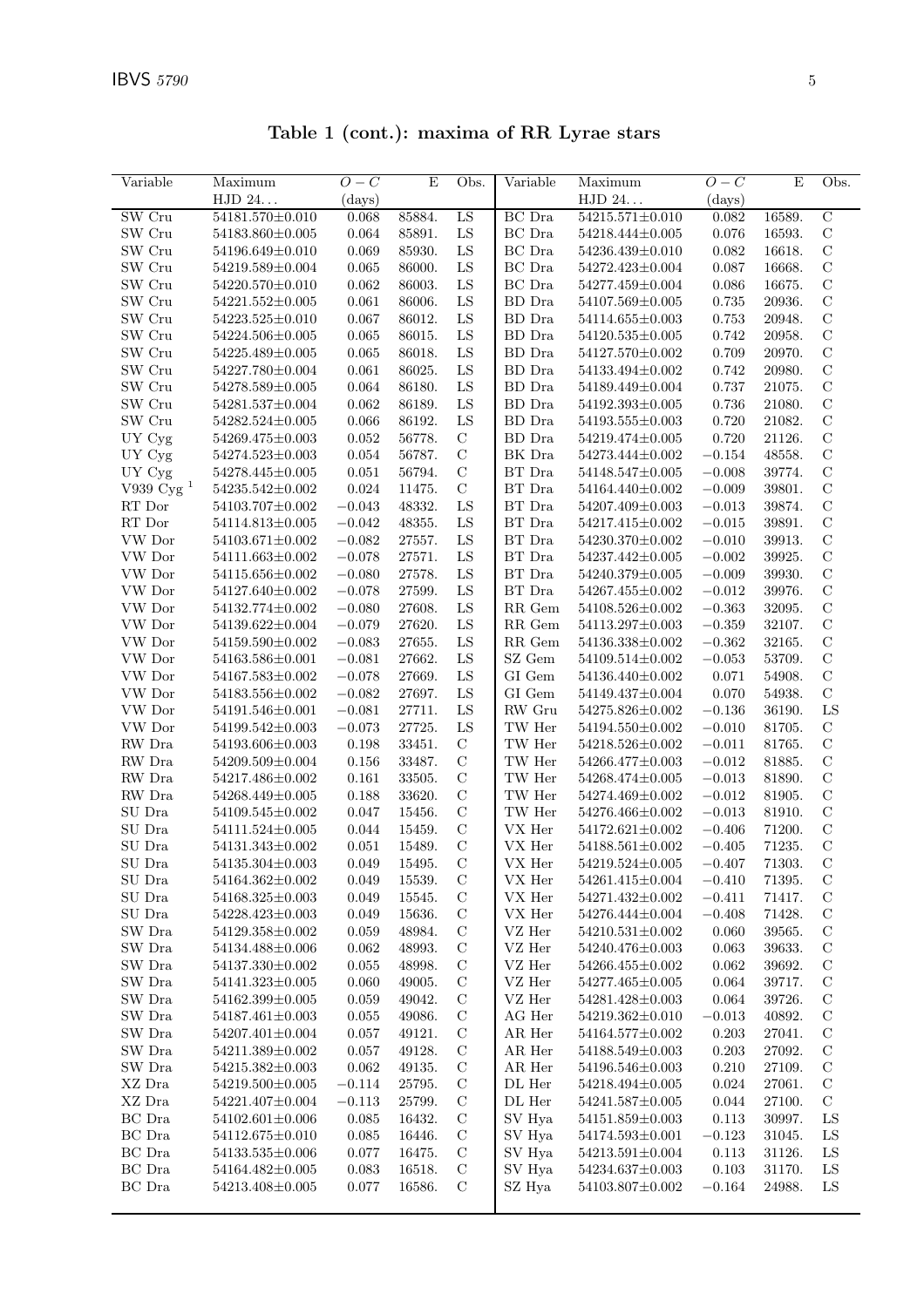**Table 1 (cont.): maxima of RR Lyrae stars**

| Variable | Maximum HJD 24... | $O-C$ (days) | E | Obs. | Variable | Maximum HJD 24... | $O-C$ (days) | E | Obs. |
|---|---|---|---|---|---|---|---|---|---|
| SW Cru | 54181.570±0.010 | 0.068 | 85884. | LS | BC Dra | 54215.571±0.010 | 0.082 | 16589. | C |
| SW Cru | 54183.860±0.005 | 0.064 | 85891. | LS | BC Dra | 54218.444±0.005 | 0.076 | 16593. | C |
| SW Cru | 54196.649±0.010 | 0.069 | 85930. | LS | BC Dra | 54236.439±0.010 | 0.082 | 16618. | C |
| SW Cru | 54219.589±0.004 | 0.065 | 86000. | LS | BC Dra | 54272.423±0.004 | 0.087 | 16668. | C |
| SW Cru | 54220.570±0.010 | 0.062 | 86003. | LS | BC Dra | 54277.459±0.004 | 0.086 | 16675. | C |
| SW Cru | 54221.552±0.005 | 0.061 | 86006. | LS | BD Dra | 54107.569±0.005 | 0.735 | 20936. | C |
| SW Cru | 54223.525±0.010 | 0.067 | 86012. | LS | BD Dra | 54114.655±0.003 | 0.753 | 20948. | C |
| SW Cru | 54224.506±0.005 | 0.065 | 86015. | LS | BD Dra | 54120.535±0.005 | 0.742 | 20958. | C |
| SW Cru | 54225.489±0.005 | 0.065 | 86018. | LS | BD Dra | 54127.570±0.002 | 0.709 | 20970. | C |
| SW Cru | 54227.780±0.004 | 0.061 | 86025. | LS | BD Dra | 54133.494±0.002 | 0.742 | 20980. | C |
| SW Cru | 54278.589±0.005 | 0.064 | 86180. | LS | BD Dra | 54189.449±0.004 | 0.737 | 21075. | C |
| SW Cru | 54281.537±0.004 | 0.062 | 86189. | LS | BD Dra | 54192.393±0.005 | 0.736 | 21080. | C |
| SW Cru | 54282.524±0.005 | 0.066 | 86192. | LS | BD Dra | 54193.555±0.003 | 0.720 | 21082. | C |
| UY Cyg | 54269.475±0.003 | 0.052 | 56778. | C | BD Dra | 54219.474±0.005 | 0.720 | 21126. | C |
| UY Cyg | 54274.523±0.003 | 0.054 | 56787. | C | BK Dra | 54273.444±0.002 | −0.154 | 48558. | C |
| UY Cyg | 54278.445±0.005 | 0.051 | 56794. | C | BT Dra | 54148.547±0.005 | −0.008 | 39774. | C |
| V939 Cyg [1] | 54235.542±0.002 | 0.024 | 11475. | C | BT Dra | 54164.440±0.002 | −0.009 | 39801. | C |
| RT Dor | 54103.707±0.002 | −0.043 | 48332. | LS | BT Dra | 54207.409±0.003 | −0.013 | 39874. | C |
| RT Dor | 54114.813±0.005 | −0.042 | 48355. | LS | BT Dra | 54217.415±0.002 | −0.015 | 39891. | C |
| VW Dor | 54103.671±0.002 | −0.082 | 27557. | LS | BT Dra | 54230.370±0.002 | −0.010 | 39913. | C |
| VW Dor | 54111.663±0.002 | −0.078 | 27571. | LS | BT Dra | 54237.442±0.005 | −0.002 | 39925. | C |
| VW Dor | 54115.656±0.002 | −0.080 | 27578. | LS | BT Dra | 54240.379±0.005 | −0.009 | 39930. | C |
| VW Dor | 54127.640±0.002 | −0.078 | 27599. | LS | BT Dra | 54267.455±0.002 | −0.012 | 39976. | C |
| VW Dor | 54132.774±0.002 | −0.080 | 27608. | LS | RR Gem | 54108.526±0.002 | −0.363 | 32095. | C |
| VW Dor | 54139.622±0.004 | −0.079 | 27620. | LS | RR Gem | 54113.297±0.003 | −0.359 | 32107. | C |
| VW Dor | 54159.590±0.002 | −0.083 | 27655. | LS | RR Gem | 54136.338±0.002 | −0.362 | 32165. | C |
| VW Dor | 54163.586±0.001 | −0.081 | 27662. | LS | SZ Gem | 54109.514±0.002 | −0.053 | 53709. | C |
| VW Dor | 54167.583±0.002 | −0.078 | 27669. | LS | GI Gem | 54136.440±0.002 | 0.071 | 54908. | C |
| VW Dor | 54183.556±0.002 | −0.082 | 27697. | LS | GI Gem | 54149.437±0.004 | 0.070 | 54938. | C |
| VW Dor | 54191.546±0.001 | −0.081 | 27711. | LS | RW Gru | 54275.826±0.002 | −0.136 | 36190. | LS |
| VW Dor | 54199.542±0.003 | −0.073 | 27725. | LS | TW Her | 54194.550±0.002 | −0.010 | 81705. | C |
| RW Dra | 54193.606±0.003 | 0.198 | 33451. | C | TW Her | 54218.526±0.002 | −0.011 | 81765. | C |
| RW Dra | 54209.509±0.004 | 0.156 | 33487. | C | TW Her | 54266.477±0.003 | −0.012 | 81885. | C |
| RW Dra | 54217.486±0.002 | 0.161 | 33505. | C | TW Her | 54268.474±0.005 | −0.013 | 81890. | C |
| RW Dra | 54268.449±0.005 | 0.188 | 33620. | C | TW Her | 54274.469±0.002 | −0.012 | 81905. | C |
| SU Dra | 54109.545±0.002 | 0.047 | 15456. | C | TW Her | 54276.466±0.002 | −0.013 | 81910. | C |
| SU Dra | 54111.524±0.005 | 0.044 | 15459. | C | VX Her | 54172.621±0.002 | −0.406 | 71200. | C |
| SU Dra | 54131.343±0.002 | 0.051 | 15489. | C | VX Her | 54188.561±0.002 | −0.405 | 71235. | C |
| SU Dra | 54135.304±0.003 | 0.049 | 15495. | C | VX Her | 54219.524±0.005 | −0.407 | 71303. | C |
| SU Dra | 54164.362±0.002 | 0.049 | 15539. | C | VX Her | 54261.415±0.004 | −0.410 | 71395. | C |
| SU Dra | 54168.325±0.003 | 0.049 | 15545. | C | VX Her | 54271.432±0.002 | −0.411 | 71417. | C |
| SU Dra | 54228.423±0.003 | 0.049 | 15636. | C | VX Her | 54276.444±0.004 | −0.408 | 71428. | C |
| SW Dra | 54129.358±0.002 | 0.059 | 48984. | C | VZ Her | 54210.531±0.002 | 0.060 | 39565. | C |
| SW Dra | 54134.488±0.006 | 0.062 | 48993. | C | VZ Her | 54240.476±0.003 | 0.063 | 39633. | C |
| SW Dra | 54137.330±0.002 | 0.055 | 48998. | C | VZ Her | 54266.455±0.002 | 0.062 | 39692. | C |
| SW Dra | 54141.323±0.005 | 0.060 | 49005. | C | VZ Her | 54277.465±0.005 | 0.064 | 39717. | C |
| SW Dra | 54162.399±0.005 | 0.059 | 49042. | C | VZ Her | 54281.428±0.003 | 0.064 | 39726. | C |
| SW Dra | 54187.461±0.003 | 0.055 | 49086. | C | AG Her | 54219.362±0.010 | −0.013 | 40892. | C |
| SW Dra | 54207.401±0.004 | 0.057 | 49121. | C | AR Her | 54164.577±0.002 | 0.203 | 27041. | C |
| SW Dra | 54211.389±0.002 | 0.057 | 49128. | C | AR Her | 54188.549±0.003 | 0.203 | 27092. | C |
| SW Dra | 54215.382±0.003 | 0.062 | 49135. | C | AR Her | 54196.546±0.003 | 0.210 | 27109. | C |
| XZ Dra | 54219.500±0.005 | −0.114 | 25795. | C | DL Her | 54218.494±0.005 | 0.024 | 27061. | C |
| XZ Dra | 54221.407±0.004 | −0.113 | 25799. | C | DL Her | 54241.587±0.005 | 0.044 | 27100. | C |
| BC Dra | 54102.601±0.006 | 0.085 | 16432. | C | SV Hya | 54151.859±0.003 | 0.113 | 30997. | LS |
| BC Dra | 54112.675±0.010 | 0.085 | 16446. | C | SV Hya | 54174.593±0.001 | −0.123 | 31045. | LS |
| BC Dra | 54133.535±0.006 | 0.077 | 16475. | C | SV Hya | 54213.591±0.004 | 0.113 | 31126. | LS |
| BC Dra | 54164.482±0.005 | 0.083 | 16518. | C | SV Hya | 54234.637±0.003 | 0.103 | 31170. | LS |
| BC Dra | 54213.408±0.005 | 0.077 | 16586. | C | SZ Hya | 54103.807±0.002 | −0.164 | 24988. | LS |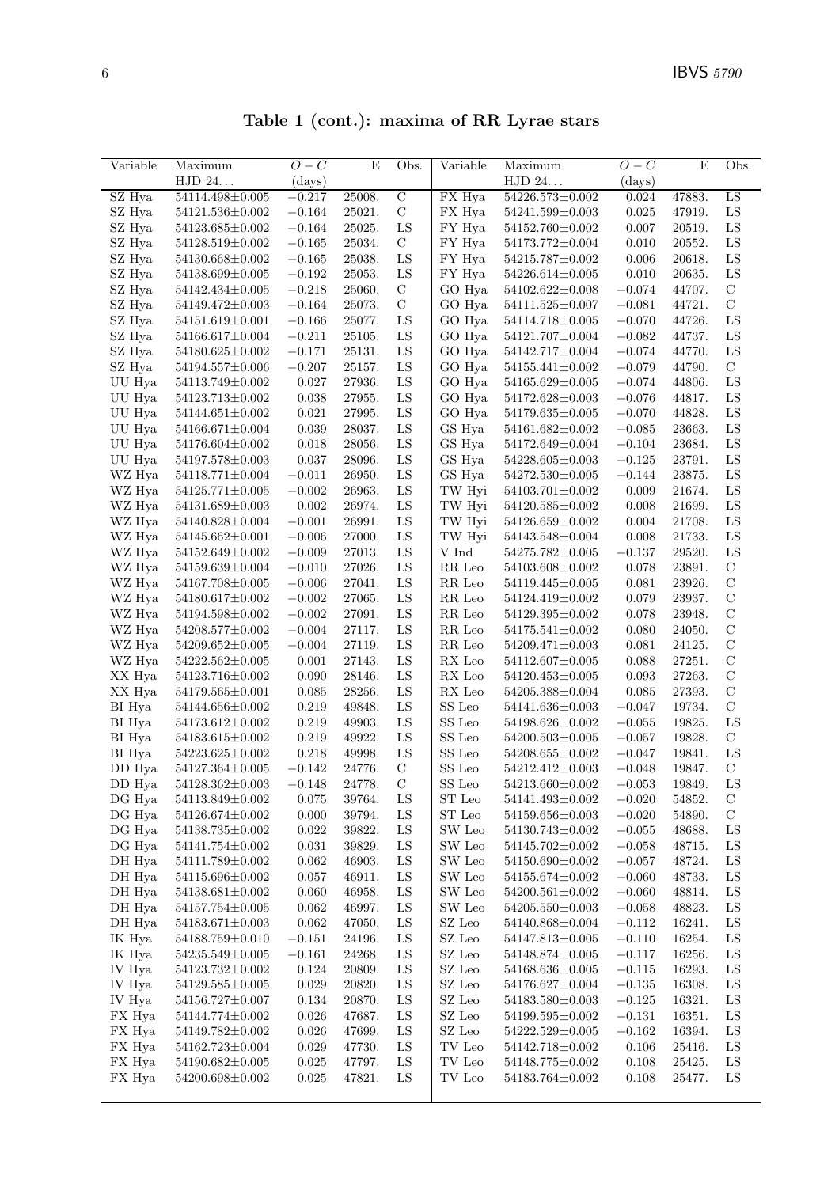**Table 1 (cont.): maxima of RR Lyrae stars**

| Variable | Maximum HJD 24... | $O-C$ (days) | E | Obs. | Variable | Maximum HJD 24... | $O-C$ (days) | E | Obs. |
|---|---|---|---|---|---|---|---|---|---|
| SZ Hya | 54114.498±0.005 | −0.217 | 25008. | C | FX Hya | 54226.573±0.002 | 0.024 | 47883. | LS |
| SZ Hya | 54121.536±0.002 | −0.164 | 25021. | C | FX Hya | 54241.599±0.003 | 0.025 | 47919. | LS |
| SZ Hya | 54123.685±0.002 | −0.164 | 25025. | LS | FY Hya | 54152.760±0.002 | 0.007 | 20519. | LS |
| SZ Hya | 54128.519±0.002 | −0.165 | 25034. | C | FY Hya | 54173.772±0.004 | 0.010 | 20552. | LS |
| SZ Hya | 54130.668±0.002 | −0.165 | 25038. | LS | FY Hya | 54215.787±0.002 | 0.006 | 20618. | LS |
| SZ Hya | 54138.699±0.005 | −0.192 | 25053. | LS | FY Hya | 54226.614±0.005 | 0.010 | 20635. | LS |
| SZ Hya | 54142.434±0.005 | −0.218 | 25060. | C | GO Hya | 54102.622±0.008 | −0.074 | 44707. | C |
| SZ Hya | 54149.472±0.003 | −0.164 | 25073. | C | GO Hya | 54111.525±0.007 | −0.081 | 44721. | C |
| SZ Hya | 54151.619±0.001 | −0.166 | 25077. | LS | GO Hya | 54114.718±0.005 | −0.070 | 44726. | LS |
| SZ Hya | 54166.617±0.004 | −0.211 | 25105. | LS | GO Hya | 54121.707±0.004 | −0.082 | 44737. | LS |
| SZ Hya | 54180.625±0.002 | −0.171 | 25131. | LS | GO Hya | 54142.717±0.004 | −0.074 | 44770. | LS |
| SZ Hya | 54194.557±0.006 | −0.207 | 25157. | LS | GO Hya | 54155.441±0.002 | −0.079 | 44790. | C |
| UU Hya | 54113.749±0.002 | 0.027 | 27936. | LS | GO Hya | 54165.629±0.005 | −0.074 | 44806. | LS |
| UU Hya | 54123.713±0.002 | 0.038 | 27955. | LS | GO Hya | 54172.628±0.003 | −0.076 | 44817. | LS |
| UU Hya | 54144.651±0.002 | 0.021 | 27995. | LS | GO Hya | 54179.635±0.005 | −0.070 | 44828. | LS |
| UU Hya | 54166.671±0.004 | 0.039 | 28037. | LS | GS Hya | 54161.682±0.002 | −0.085 | 23663. | LS |
| UU Hya | 54176.604±0.002 | 0.018 | 28056. | LS | GS Hya | 54172.649±0.004 | −0.104 | 23684. | LS |
| UU Hya | 54197.578±0.003 | 0.037 | 28096. | LS | GS Hya | 54228.605±0.003 | −0.125 | 23791. | LS |
| WZ Hya | 54118.771±0.004 | −0.011 | 26950. | LS | GS Hya | 54272.530±0.005 | −0.144 | 23875. | LS |
| WZ Hya | 54125.771±0.005 | −0.002 | 26963. | LS | TW Hyi | 54103.701±0.002 | 0.009 | 21674. | LS |
| WZ Hya | 54131.689±0.003 | 0.002 | 26974. | LS | TW Hyi | 54120.585±0.002 | 0.008 | 21699. | LS |
| WZ Hya | 54140.828±0.004 | −0.001 | 26991. | LS | TW Hyi | 54126.659±0.002 | 0.004 | 21708. | LS |
| WZ Hya | 54145.662±0.001 | −0.006 | 27000. | LS | TW Hyi | 54143.548±0.004 | 0.008 | 21733. | LS |
| WZ Hya | 54152.649±0.002 | −0.009 | 27013. | LS | V Ind | 54275.782±0.005 | −0.137 | 29520. | LS |
| WZ Hya | 54159.639±0.004 | −0.010 | 27026. | LS | RR Leo | 54103.608±0.002 | 0.078 | 23891. | C |
| WZ Hya | 54167.708±0.005 | −0.006 | 27041. | LS | RR Leo | 54119.445±0.005 | 0.081 | 23926. | C |
| WZ Hya | 54180.617±0.002 | −0.002 | 27065. | LS | RR Leo | 54124.419±0.002 | 0.079 | 23937. | C |
| WZ Hya | 54194.598±0.002 | −0.002 | 27091. | LS | RR Leo | 54129.395±0.002 | 0.078 | 23948. | C |
| WZ Hya | 54208.577±0.002 | −0.004 | 27117. | LS | RR Leo | 54175.541±0.002 | 0.080 | 24050. | C |
| WZ Hya | 54209.652±0.005 | −0.004 | 27119. | LS | RR Leo | 54209.471±0.003 | 0.081 | 24125. | C |
| WZ Hya | 54222.562±0.005 | 0.001 | 27143. | LS | RX Leo | 54112.607±0.005 | 0.088 | 27251. | C |
| XX Hya | 54123.716±0.002 | 0.090 | 28146. | LS | RX Leo | 54120.453±0.005 | 0.093 | 27263. | C |
| XX Hya | 54179.565±0.001 | 0.085 | 28256. | LS | RX Leo | 54205.388±0.004 | 0.085 | 27393. | C |
| BI Hya | 54144.656±0.002 | 0.219 | 49848. | LS | SS Leo | 54141.636±0.003 | −0.047 | 19734. | C |
| BI Hya | 54173.612±0.002 | 0.219 | 49903. | LS | SS Leo | 54198.626±0.002 | −0.055 | 19825. | LS |
| BI Hya | 54183.615±0.002 | 0.219 | 49922. | LS | SS Leo | 54200.503±0.005 | −0.057 | 19828. | C |
| BI Hya | 54223.625±0.002 | 0.218 | 49998. | LS | SS Leo | 54208.655±0.002 | −0.047 | 19841. | LS |
| DD Hya | 54127.364±0.005 | −0.142 | 24776. | C | SS Leo | 54212.412±0.003 | −0.048 | 19847. | C |
| DD Hya | 54128.362±0.003 | −0.148 | 24778. | C | SS Leo | 54213.660±0.002 | −0.053 | 19849. | LS |
| DG Hya | 54113.849±0.002 | 0.075 | 39764. | LS | ST Leo | 54141.493±0.002 | −0.020 | 54852. | C |
| DG Hya | 54126.674±0.002 | 0.000 | 39794. | LS | ST Leo | 54159.656±0.003 | −0.020 | 54890. | C |
| DG Hya | 54138.735±0.002 | 0.022 | 39822. | LS | SW Leo | 54130.743±0.002 | −0.055 | 48688. | LS |
| DG Hya | 54141.754±0.002 | 0.031 | 39829. | LS | SW Leo | 54145.702±0.002 | −0.058 | 48715. | LS |
| DH Hya | 54111.789±0.002 | 0.062 | 46903. | LS | SW Leo | 54150.690±0.002 | −0.057 | 48724. | LS |
| DH Hya | 54115.696±0.002 | 0.057 | 46911. | LS | SW Leo | 54155.674±0.002 | −0.060 | 48733. | LS |
| DH Hya | 54138.681±0.002 | 0.060 | 46958. | LS | SW Leo | 54200.561±0.002 | −0.060 | 48814. | LS |
| DH Hya | 54157.754±0.005 | 0.062 | 46997. | LS | SW Leo | 54205.550±0.003 | −0.058 | 48823. | LS |
| DH Hya | 54183.671±0.003 | 0.062 | 47050. | LS | SZ Leo | 54140.868±0.004 | −0.112 | 16241. | LS |
| IK Hya | 54188.759±0.010 | −0.151 | 24196. | LS | SZ Leo | 54147.813±0.005 | −0.110 | 16254. | LS |
| IK Hya | 54235.549±0.005 | −0.161 | 24268. | LS | SZ Leo | 54148.874±0.005 | −0.117 | 16256. | LS |
| IV Hya | 54123.732±0.002 | 0.124 | 20809. | LS | SZ Leo | 54168.636±0.005 | −0.115 | 16293. | LS |
| IV Hya | 54129.585±0.005 | 0.029 | 20820. | LS | SZ Leo | 54176.627±0.004 | −0.135 | 16308. | LS |
| IV Hya | 54156.727±0.007 | 0.134 | 20870. | LS | SZ Leo | 54183.580±0.003 | −0.125 | 16321. | LS |
| FX Hya | 54144.774±0.002 | 0.026 | 47687. | LS | SZ Leo | 54199.595±0.002 | −0.131 | 16351. | LS |
| FX Hya | 54149.782±0.002 | 0.026 | 47699. | LS | SZ Leo | 54222.529±0.005 | −0.162 | 16394. | LS |
| FX Hya | 54162.723±0.004 | 0.029 | 47730. | LS | TV Leo | 54142.718±0.002 | 0.106 | 25416. | LS |
| FX Hya | 54190.682±0.005 | 0.025 | 47797. | LS | TV Leo | 54148.775±0.002 | 0.108 | 25425. | LS |
| FX Hya | 54200.698±0.002 | 0.025 | 47821. | LS | TV Leo | 54183.764±0.002 | 0.108 | 25477. | LS |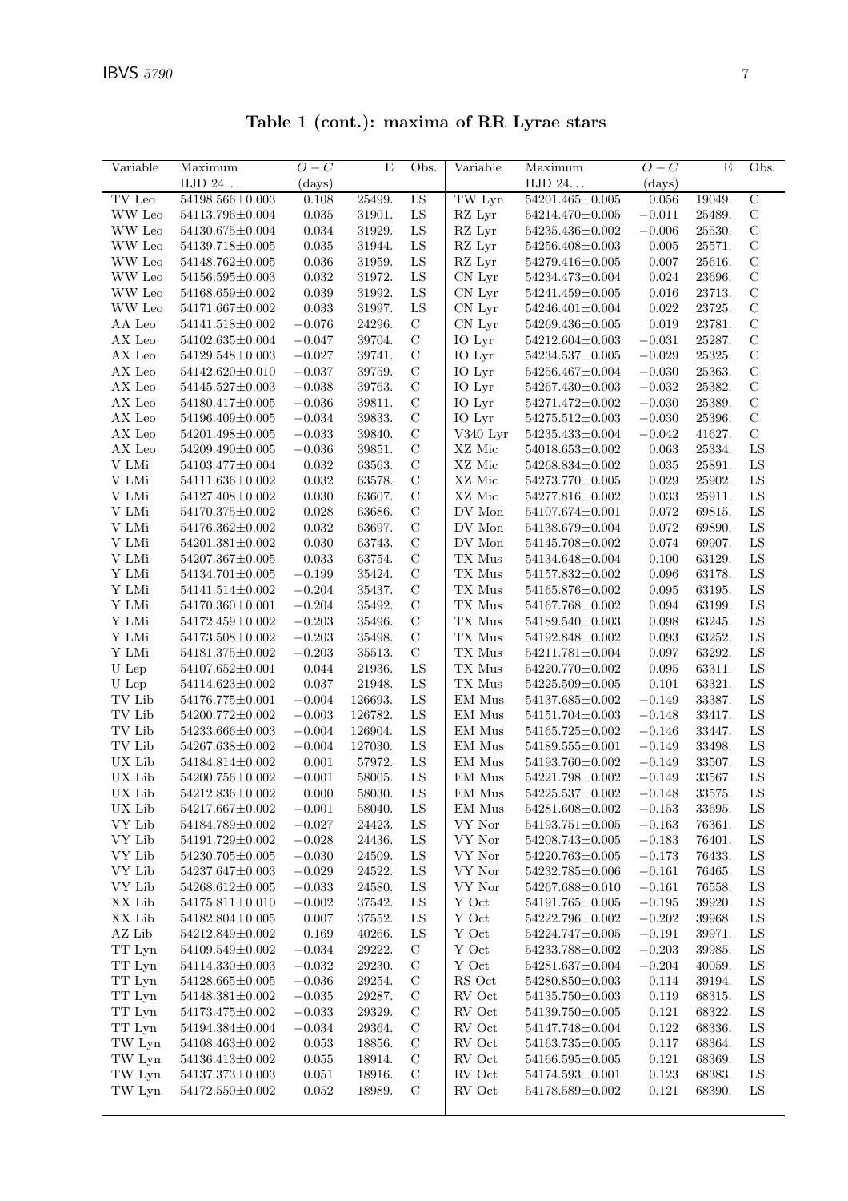**Table 1 (cont.): maxima of RR Lyrae stars**

| Variable | Maximum HJD 24... | $O-C$ (days) | E | Obs. | Variable | Maximum HJD 24... | $O-C$ (days) | E | Obs. |
|---|---|---|---|---|---|---|---|---|---|
| TV Leo | 54198.566±0.003 | 0.108 | 25499. | LS | TW Lyn | 54201.465±0.005 | 0.056 | 19049. | C |
| WW Leo | 54113.796±0.004 | 0.035 | 31901. | LS | RZ Lyr | 54214.470±0.005 | −0.011 | 25489. | C |
| WW Leo | 54130.675±0.004 | 0.034 | 31929. | LS | RZ Lyr | 54235.436±0.002 | −0.006 | 25530. | C |
| WW Leo | 54139.718±0.005 | 0.035 | 31944. | LS | RZ Lyr | 54256.408±0.003 | 0.005 | 25571. | C |
| WW Leo | 54148.762±0.005 | 0.036 | 31959. | LS | RZ Lyr | 54279.416±0.005 | 0.007 | 25616. | C |
| WW Leo | 54156.595±0.003 | 0.032 | 31972. | LS | CN Lyr | 54234.473±0.004 | 0.024 | 23696. | C |
| WW Leo | 54168.659±0.002 | 0.039 | 31992. | LS | CN Lyr | 54241.459±0.005 | 0.016 | 23713. | C |
| WW Leo | 54171.667±0.002 | 0.033 | 31997. | LS | CN Lyr | 54246.401±0.004 | 0.022 | 23725. | C |
| AA Leo | 54141.518±0.002 | −0.076 | 24296. | C | CN Lyr | 54269.436±0.005 | 0.019 | 23781. | C |
| AX Leo | 54102.635±0.004 | −0.047 | 39704. | C | IO Lyr | 54212.604±0.003 | −0.031 | 25287. | C |
| AX Leo | 54129.548±0.003 | −0.027 | 39741. | C | IO Lyr | 54234.537±0.005 | −0.029 | 25325. | C |
| AX Leo | 54142.620±0.010 | −0.037 | 39759. | C | IO Lyr | 54256.467±0.004 | −0.030 | 25363. | C |
| AX Leo | 54145.527±0.003 | −0.038 | 39763. | C | IO Lyr | 54267.430±0.003 | −0.032 | 25382. | C |
| AX Leo | 54180.417±0.005 | −0.036 | 39811. | C | IO Lyr | 54271.472±0.002 | −0.030 | 25389. | C |
| AX Leo | 54196.409±0.005 | −0.034 | 39833. | C | IO Lyr | 54275.512±0.003 | −0.030 | 25396. | C |
| AX Leo | 54201.498±0.005 | −0.033 | 39840. | C | V340 Lyr | 54235.433±0.004 | −0.042 | 41627. | C |
| AX Leo | 54209.490±0.005 | −0.036 | 39851. | C | XZ Mic | 54018.653±0.002 | 0.063 | 25334. | LS |
| V LMi | 54103.477±0.004 | 0.032 | 63563. | C | XZ Mic | 54268.834±0.002 | 0.035 | 25891. | LS |
| V LMi | 54111.636±0.002 | 0.032 | 63578. | C | XZ Mic | 54273.770±0.005 | 0.029 | 25902. | LS |
| V LMi | 54127.408±0.002 | 0.030 | 63607. | C | XZ Mic | 54277.816±0.002 | 0.033 | 25911. | LS |
| V LMi | 54170.375±0.002 | 0.028 | 63686. | C | DV Mon | 54107.674±0.001 | 0.072 | 69815. | LS |
| V LMi | 54176.362±0.002 | 0.032 | 63697. | C | DV Mon | 54138.679±0.004 | 0.072 | 69890. | LS |
| V LMi | 54201.381±0.002 | 0.030 | 63743. | C | DV Mon | 54145.708±0.002 | 0.074 | 69907. | LS |
| V LMi | 54207.367±0.005 | 0.033 | 63754. | C | TX Mus | 54134.648±0.004 | 0.100 | 63129. | LS |
| Y LMi | 54134.701±0.005 | −0.199 | 35424. | C | TX Mus | 54157.832±0.002 | 0.096 | 63178. | LS |
| Y LMi | 54141.514±0.002 | −0.204 | 35437. | C | TX Mus | 54165.876±0.002 | 0.095 | 63195. | LS |
| Y LMi | 54170.360±0.001 | −0.204 | 35492. | C | TX Mus | 54167.768±0.002 | 0.094 | 63199. | LS |
| Y LMi | 54172.459±0.002 | −0.203 | 35496. | C | TX Mus | 54189.540±0.003 | 0.098 | 63245. | LS |
| Y LMi | 54173.508±0.002 | −0.203 | 35498. | C | TX Mus | 54192.848±0.002 | 0.093 | 63252. | LS |
| Y LMi | 54181.375±0.002 | −0.203 | 35513. | C | TX Mus | 54211.781±0.004 | 0.097 | 63292. | LS |
| U Lep | 54107.652±0.001 | 0.044 | 21936. | LS | TX Mus | 54220.770±0.002 | 0.095 | 63311. | LS |
| U Lep | 54114.623±0.002 | 0.037 | 21948. | LS | TX Mus | 54225.509±0.005 | 0.101 | 63321. | LS |
| TV Lib | 54176.775±0.001 | −0.004 | 126693. | LS | EM Mus | 54137.685±0.002 | −0.149 | 33387. | LS |
| TV Lib | 54200.772±0.002 | −0.003 | 126782. | LS | EM Mus | 54151.704±0.003 | −0.148 | 33417. | LS |
| TV Lib | 54233.666±0.003 | −0.004 | 126904. | LS | EM Mus | 54165.725±0.002 | −0.146 | 33447. | LS |
| TV Lib | 54267.638±0.002 | −0.004 | 127030. | LS | EM Mus | 54189.555±0.001 | −0.149 | 33498. | LS |
| UX Lib | 54184.814±0.002 | 0.001 | 57972. | LS | EM Mus | 54193.760±0.002 | −0.149 | 33507. | LS |
| UX Lib | 54200.756±0.002 | −0.001 | 58005. | LS | EM Mus | 54221.798±0.002 | −0.149 | 33567. | LS |
| UX Lib | 54212.836±0.002 | 0.000 | 58030. | LS | EM Mus | 54225.537±0.002 | −0.148 | 33575. | LS |
| UX Lib | 54217.667±0.002 | −0.001 | 58040. | LS | EM Mus | 54281.608±0.002 | −0.153 | 33695. | LS |
| VY Lib | 54184.789±0.002 | −0.027 | 24423. | LS | VY Nor | 54193.751±0.005 | −0.163 | 76361. | LS |
| VY Lib | 54191.729±0.002 | −0.028 | 24436. | LS | VY Nor | 54208.743±0.005 | −0.183 | 76401. | LS |
| VY Lib | 54230.705±0.005 | −0.030 | 24509. | LS | VY Nor | 54220.763±0.005 | −0.173 | 76433. | LS |
| VY Lib | 54237.647±0.003 | −0.029 | 24522. | LS | VY Nor | 54232.785±0.006 | −0.161 | 76465. | LS |
| VY Lib | 54268.612±0.005 | −0.033 | 24580. | LS | VY Nor | 54267.688±0.010 | −0.161 | 76558. | LS |
| XX Lib | 54175.811±0.010 | −0.002 | 37542. | LS | Y Oct | 54191.765±0.005 | −0.195 | 39920. | LS |
| XX Lib | 54182.804±0.005 | 0.007 | 37552. | LS | Y Oct | 54222.796±0.002 | −0.202 | 39968. | LS |
| AZ Lib | 54212.849±0.002 | 0.169 | 40266. | LS | Y Oct | 54224.747±0.005 | −0.191 | 39971. | LS |
| TT Lyn | 54109.549±0.002 | −0.034 | 29222. | C | Y Oct | 54233.788±0.002 | −0.203 | 39985. | LS |
| TT Lyn | 54114.330±0.003 | −0.032 | 29230. | C | Y Oct | 54281.637±0.004 | −0.204 | 40059. | LS |
| TT Lyn | 54128.665±0.005 | −0.036 | 29254. | C | RS Oct | 54280.850±0.003 | 0.114 | 39194. | LS |
| TT Lyn | 54148.381±0.002 | −0.035 | 29287. | C | RV Oct | 54135.750±0.003 | 0.119 | 68315. | LS |
| TT Lyn | 54173.475±0.002 | −0.033 | 29329. | C | RV Oct | 54139.750±0.005 | 0.121 | 68322. | LS |
| TT Lyn | 54194.384±0.004 | −0.034 | 29364. | C | RV Oct | 54147.748±0.004 | 0.122 | 68336. | LS |
| TW Lyn | 54108.463±0.002 | 0.053 | 18856. | C | RV Oct | 54163.735±0.005 | 0.117 | 68364. | LS |
| TW Lyn | 54136.413±0.002 | 0.055 | 18914. | C | RV Oct | 54166.595±0.005 | 0.121 | 68369. | LS |
| TW Lyn | 54137.373±0.003 | 0.051 | 18916. | C | RV Oct | 54174.593±0.001 | 0.123 | 68383. | LS |
| TW Lyn | 54172.550±0.002 | 0.052 | 18989. | C | RV Oct | 54178.589±0.002 | 0.121 | 68390. | LS |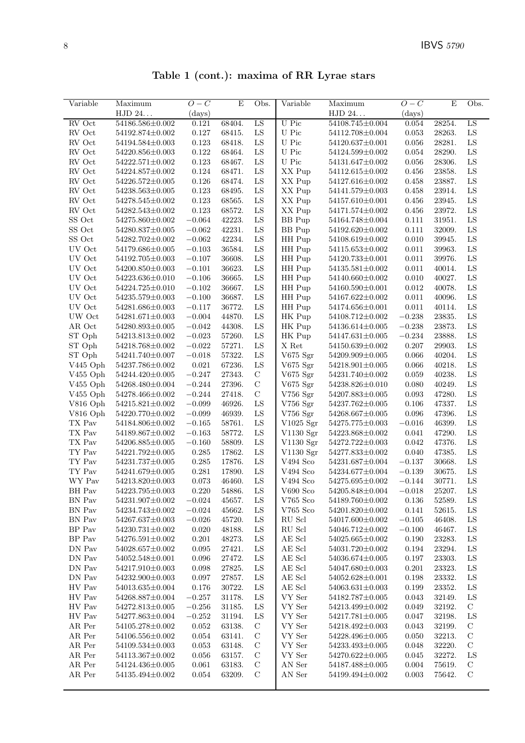**Table 1 (cont.): maxima of RR Lyrae stars**

| Variable | Maximum HJD 24... | $O-C$ (days) | E | Obs. | Variable | Maximum HJD 24... | $O-C$ (days) | E | Obs. |
|---|---|---|---|---|---|---|---|---|---|
| RV Oct | 54186.586±0.002 | 0.121 | 68404. | LS | U Pic | 54108.745±0.004 | 0.054 | 28254. | LS |
| RV Oct | 54192.874±0.002 | 0.127 | 68415. | LS | U Pic | 54112.708±0.004 | 0.053 | 28263. | LS |
| RV Oct | 54194.584±0.003 | 0.123 | 68418. | LS | U Pic | 54120.637±0.001 | 0.056 | 28281. | LS |
| RV Oct | 54220.856±0.003 | 0.122 | 68464. | LS | U Pic | 54124.599±0.002 | 0.054 | 28290. | LS |
| RV Oct | 54222.571±0.002 | 0.123 | 68467. | LS | U Pic | 54131.647±0.002 | 0.056 | 28306. | LS |
| RV Oct | 54224.857±0.002 | 0.124 | 68471. | LS | XX Pup | 54112.615±0.002 | 0.456 | 23858. | LS |
| RV Oct | 54226.572±0.005 | 0.126 | 68474. | LS | XX Pup | 54127.616±0.002 | 0.458 | 23887. | LS |
| RV Oct | 54238.563±0.005 | 0.123 | 68495. | LS | XX Pup | 54141.579±0.003 | 0.458 | 23914. | LS |
| RV Oct | 54278.545±0.002 | 0.123 | 68565. | LS | XX Pup | 54157.610±0.001 | 0.456 | 23945. | LS |
| RV Oct | 54282.543±0.002 | 0.123 | 68572. | LS | XX Pup | 54171.574±0.002 | 0.456 | 23972. | LS |
| SS Oct | 54275.860±0.002 | −0.064 | 42223. | LS | BB Pup | 54164.748±0.004 | 0.111 | 31951. | LS |
| SS Oct | 54280.837±0.005 | −0.062 | 42231. | LS | BB Pup | 54192.620±0.002 | 0.111 | 32009. | LS |
| SS Oct | 54282.702±0.002 | −0.062 | 42234. | LS | HH Pup | 54108.619±0.002 | 0.010 | 39945. | LS |
| UV Oct | 54179.686±0.005 | −0.103 | 36584. | LS | HH Pup | 54115.653±0.002 | 0.011 | 39963. | LS |
| UV Oct | 54192.705±0.003 | −0.107 | 36608. | LS | HH Pup | 54120.733±0.001 | 0.011 | 39976. | LS |
| UV Oct | 54200.850±0.003 | −0.101 | 36623. | LS | HH Pup | 54135.581±0.002 | 0.011 | 40014. | LS |
| UV Oct | 54223.636±0.010 | −0.106 | 36665. | LS | HH Pup | 54140.660±0.002 | 0.010 | 40027. | LS |
| UV Oct | 54224.725±0.010 | −0.102 | 36667. | LS | HH Pup | 54160.590±0.001 | 0.012 | 40078. | LS |
| UV Oct | 54235.579±0.003 | −0.100 | 36687. | LS | HH Pup | 54167.622±0.002 | 0.011 | 40096. | LS |
| UV Oct | 54281.686±0.003 | −0.117 | 36772. | LS | HH Pup | 54174.656±0.001 | 0.011 | 40114. | LS |
| UW Oct | 54281.671±0.003 | −0.004 | 44870. | LS | HK Pup | 54108.712±0.002 | −0.238 | 23835. | LS |
| AR Oct | 54280.893±0.005 | −0.042 | 44308. | LS | HK Pup | 54136.614±0.005 | −0.238 | 23873. | LS |
| ST Oph | 54213.813±0.002 | −0.023 | 57260. | LS | HK Pup | 54147.631±0.005 | −0.234 | 23888. | LS |
| ST Oph | 54218.768±0.002 | −0.022 | 57271. | LS | X Ret | 54150.639±0.002 | 0.207 | 29903. | LS |
| ST Oph | 54241.740±0.007 | −0.018 | 57322. | LS | V675 Sgr | 54209.909±0.005 | 0.066 | 40204. | LS |
| V445 Oph | 54237.786±0.002 | 0.021 | 67236. | LS | V675 Sgr | 54218.901±0.005 | 0.066 | 40218. | LS |
| V455 Oph | 54244.420±0.005 | −0.247 | 27343. | C | V675 Sgr | 54231.740±0.002 | 0.059 | 40238. | LS |
| V455 Oph | 54268.480±0.004 | −0.244 | 27396. | C | V675 Sgr | 54238.826±0.010 | 0.080 | 40249. | LS |
| V455 Oph | 54278.466±0.002 | −0.244 | 27418. | C | V756 Sgr | 54207.883±0.005 | 0.093 | 47280. | LS |
| V816 Oph | 54215.821±0.002 | −0.099 | 46926. | LS | V756 Sgr | 54237.762±0.005 | 0.106 | 47337. | LS |
| V816 Oph | 54220.770±0.002 | −0.099 | 46939. | LS | V756 Sgr | 54268.667±0.005 | 0.096 | 47396. | LS |
| TX Pav | 54184.806±0.002 | −0.165 | 58761. | LS | V1025 Sgr | 54275.775±0.003 | −0.016 | 46399. | LS |
| TX Pav | 54189.867±0.002 | −0.163 | 58772. | LS | V1130 Sgr | 54223.868±0.002 | 0.041 | 47290. | LS |
| TX Pav | 54206.885±0.005 | −0.160 | 58809. | LS | V1130 Sgr | 54272.722±0.003 | 0.042 | 47376. | LS |
| TY Pav | 54221.792±0.005 | 0.285 | 17862. | LS | V1130 Sgr | 54277.833±0.002 | 0.040 | 47385. | LS |
| TY Pav | 54231.737±0.005 | 0.285 | 17876. | LS | V494 Sco | 54231.687±0.004 | −0.137 | 30668. | LS |
| TY Pav | 54241.679±0.005 | 0.281 | 17890. | LS | V494 Sco | 54234.677±0.004 | −0.139 | 30675. | LS |
| WY Pav | 54213.820±0.003 | 0.073 | 46460. | LS | V494 Sco | 54275.695±0.002 | −0.144 | 30771. | LS |
| BH Pav | 54223.795±0.003 | 0.220 | 54886. | LS | V690 Sco | 54205.848±0.004 | −0.018 | 25207. | LS |
| BN Pav | 54231.907±0.002 | −0.024 | 45657. | LS | V765 Sco | 54189.760±0.002 | 0.136 | 52589. | LS |
| BN Pav | 54234.743±0.002 | −0.024 | 45662. | LS | V765 Sco | 54201.820±0.002 | 0.141 | 52615. | LS |
| BN Pav | 54267.637±0.003 | −0.026 | 45720. | LS | RU Scl | 54017.600±0.002 | −0.105 | 46408. | LS |
| BP Pav | 54230.731±0.002 | 0.020 | 48188. | LS | RU Scl | 54046.712±0.002 | −0.100 | 46467. | LS |
| BP Pav | 54276.591±0.002 | 0.201 | 48273. | LS | AE Scl | 54025.665±0.002 | 0.190 | 23283. | LS |
| DN Pav | 54028.657±0.002 | 0.095 | 27421. | LS | AE Scl | 54031.720±0.002 | 0.194 | 23294. | LS |
| DN Pav | 54052.548±0.001 | 0.096 | 27472. | LS | AE Scl | 54036.674±0.005 | 0.197 | 23303. | LS |
| DN Pav | 54217.910±0.003 | 0.098 | 27825. | LS | AE Scl | 54047.680±0.003 | 0.201 | 23323. | LS |
| DN Pav | 54232.900±0.003 | 0.097 | 27857. | LS | AE Scl | 54052.628±0.001 | 0.198 | 23332. | LS |
| HV Pav | 54013.635±0.004 | 0.176 | 30722. | LS | AE Scl | 54063.631±0.003 | 0.199 | 23352. | LS |
| HV Pav | 54268.887±0.004 | −0.257 | 31178. | LS | VY Ser | 54182.787±0.005 | 0.043 | 32149. | LS |
| HV Pav | 54272.813±0.005 | −0.256 | 31185. | LS | VY Ser | 54213.499±0.002 | 0.049 | 32192. | C |
| HV Pav | 54277.863±0.004 | −0.252 | 31194. | LS | VY Ser | 54217.781±0.005 | 0.047 | 32198. | LS |
| AR Per | 54105.278±0.002 | 0.052 | 63138. | C | VY Ser | 54218.492±0.003 | 0.043 | 32199. | C |
| AR Per | 54106.556±0.002 | 0.054 | 63141. | C | VY Ser | 54228.496±0.005 | 0.050 | 32213. | C |
| AR Per | 54109.534±0.003 | 0.053 | 63148. | C | VY Ser | 54233.493±0.005 | 0.048 | 32220. | C |
| AR Per | 54113.367±0.002 | 0.056 | 63157. | C | VY Ser | 54270.622±0.005 | 0.045 | 32272. | LS |
| AR Per | 54124.436±0.005 | 0.061 | 63183. | C | AN Ser | 54187.488±0.005 | 0.004 | 75619. | C |
| AR Per | 54135.494±0.002 | 0.054 | 63209. | C | AN Ser | 54199.494±0.002 | 0.003 | 75642. | C |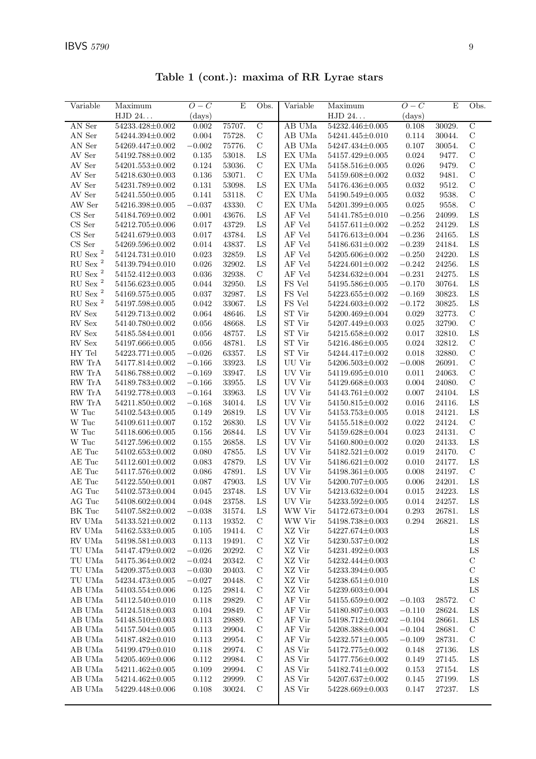**Table 1 (cont.): maxima of RR Lyrae stars**

| Variable | Maximum HJD 24... | $O-C$ (days) | E | Obs. | Variable | Maximum HJD 24... | $O-C$ (days) | E | Obs. |
|---|---|---|---|---|---|---|---|---|---|
| AN Ser | 54233.428±0.002 | 0.002 | 75707. | C | AB UMa | 54232.446±0.005 | 0.108 | 30029. | C |
| AN Ser | 54244.394±0.002 | 0.004 | 75728. | C | AB UMa | 54241.445±0.010 | 0.114 | 30044. | C |
| AN Ser | 54269.447±0.002 | −0.002 | 75776. | C | AB UMa | 54247.434±0.005 | 0.107 | 30054. | C |
| AV Ser | 54192.788±0.002 | 0.135 | 53018. | LS | EX UMa | 54157.429±0.005 | 0.024 | 9477. | C |
| AV Ser | 54201.553±0.002 | 0.124 | 53036. | C | EX UMa | 54158.516±0.005 | 0.026 | 9479. | C |
| AV Ser | 54218.630±0.003 | 0.136 | 53071. | C | EX UMa | 54159.608±0.002 | 0.032 | 9481. | C |
| AV Ser | 54231.789±0.002 | 0.131 | 53098. | LS | EX UMa | 54176.436±0.005 | 0.032 | 9512. | C |
| AV Ser | 54241.550±0.005 | 0.141 | 53118. | C | EX UMa | 54190.549±0.005 | 0.032 | 9538. | C |
| AW Ser | 54216.398±0.005 | −0.037 | 43330. | C | EX UMa | 54201.399±0.005 | 0.025 | 9558. | C |
| CS Ser | 54184.769±0.002 | 0.001 | 43676. | LS | AF Vel | 54141.785±0.010 | −0.256 | 24099. | LS |
| CS Ser | 54212.705±0.006 | 0.017 | 43729. | LS | AF Vel | 54157.611±0.002 | −0.252 | 24129. | LS |
| CS Ser | 54241.679±0.003 | 0.017 | 43784. | LS | AF Vel | 54176.613±0.004 | −0.236 | 24165. | LS |
| CS Ser | 54269.596±0.002 | 0.014 | 43837. | LS | AF Vel | 54186.631±0.002 | −0.239 | 24184. | LS |
| RU Sex [2] | 54124.731±0.010 | 0.023 | 32859. | LS | AF Vel | 54205.606±0.002 | −0.250 | 24220. | LS |
| RU Sex [2] | 54139.794±0.010 | 0.026 | 32902. | LS | AF Vel | 54224.601±0.002 | −0.242 | 24256. | LS |
| RU Sex [2] | 54152.412±0.003 | 0.036 | 32938. | C | AF Vel | 54234.632±0.004 | −0.231 | 24275. | LS |
| RU Sex [2] | 54156.623±0.005 | 0.044 | 32950. | LS | FS Vel | 54195.586±0.005 | −0.170 | 30764. | LS |
| RU Sex [2] | 54169.575±0.005 | 0.037 | 32987. | LS | FS Vel | 54223.655±0.002 | −0.169 | 30823. | LS |
| RU Sex [2] | 54197.598±0.005 | 0.042 | 33067. | LS | FS Vel | 54224.603±0.002 | −0.172 | 30825. | LS |
| RV Sex | 54129.713±0.002 | 0.064 | 48646. | LS | ST Vir | 54200.469±0.004 | 0.029 | 32773. | C |
| RV Sex | 54140.780±0.002 | 0.056 | 48668. | LS | ST Vir | 54207.449±0.003 | 0.025 | 32790. | C |
| RV Sex | 54185.584±0.001 | 0.056 | 48757. | LS | ST Vir | 54215.658±0.002 | 0.017 | 32810. | LS |
| RV Sex | 54197.666±0.005 | 0.056 | 48781. | LS | ST Vir | 54216.486±0.005 | 0.024 | 32812. | C |
| HY Tel | 54223.771±0.005 | −0.026 | 63357. | LS | ST Vir | 54244.417±0.002 | 0.018 | 32880. | C |
| RW TrA | 54177.814±0.002 | −0.166 | 33923. | LS | UU Vir | 54206.503±0.002 | −0.008 | 26091. | C |
| RW TrA | 54186.788±0.002 | −0.169 | 33947. | LS | UV Vir | 54119.695±0.010 | 0.011 | 24063. | C |
| RW TrA | 54189.783±0.002 | −0.166 | 33955. | LS | UV Vir | 54129.668±0.003 | 0.004 | 24080. | C |
| RW TrA | 54192.778±0.003 | −0.164 | 33963. | LS | UV Vir | 54143.761±0.002 | 0.007 | 24104. | LS |
| RW TrA | 54211.850±0.002 | −0.168 | 34014. | LS | UV Vir | 54150.815±0.002 | 0.016 | 24116. | LS |
| W Tuc | 54102.543±0.005 | 0.149 | 26819. | LS | UV Vir | 54153.753±0.005 | 0.018 | 24121. | LS |
| W Tuc | 54109.611±0.007 | 0.152 | 26830. | LS | UV Vir | 54155.518±0.002 | 0.022 | 24124. | C |
| W Tuc | 54118.606±0.005 | 0.156 | 26844. | LS | UV Vir | 54159.628±0.004 | 0.023 | 24131. | C |
| W Tuc | 54127.596±0.002 | 0.155 | 26858. | LS | UV Vir | 54160.800±0.002 | 0.020 | 24133. | LS |
| AE Tuc | 54102.653±0.002 | 0.080 | 47855. | LS | UV Vir | 54182.521±0.002 | 0.019 | 24170. | C |
| AE Tuc | 54112.601±0.002 | 0.083 | 47879. | LS | UV Vir | 54186.621±0.002 | 0.010 | 24177. | LS |
| AE Tuc | 54117.576±0.002 | 0.086 | 47891. | LS | UV Vir | 54198.361±0.005 | 0.008 | 24197. | C |
| AE Tuc | 54122.550±0.001 | 0.087 | 47903. | LS | UV Vir | 54200.707±0.005 | 0.006 | 24201. | LS |
| AG Tuc | 54102.573±0.004 | 0.045 | 23748. | LS | UV Vir | 54213.632±0.004 | 0.015 | 24223. | LS |
| AG Tuc | 54108.602±0.004 | 0.048 | 23758. | LS | UV Vir | 54233.592±0.005 | 0.014 | 24257. | LS |
| BK Tuc | 54107.582±0.002 | −0.038 | 31574. | LS | WW Vir | 54172.673±0.004 | 0.293 | 26781. | LS |
| RV UMa | 54133.521±0.002 | 0.113 | 19352. | C | WW Vir | 54198.738±0.003 | 0.294 | 26821. | LS |
| RV UMa | 54162.533±0.005 | 0.105 | 19414. | C | XZ Vir | 54227.674±0.003 | | | LS |
| RV UMa | 54198.581±0.003 | 0.113 | 19491. | C | XZ Vir | 54230.537±0.002 | | | LS |
| TU UMa | 54147.479±0.002 | −0.026 | 20292. | C | XZ Vir | 54231.492±0.003 | | | LS |
| TU UMa | 54175.364±0.002 | −0.024 | 20342. | C | XZ Vir | 54232.444±0.003 | | | C |
| TU UMa | 54209.375±0.003 | −0.030 | 20403. | C | XZ Vir | 54233.394±0.005 | | | C |
| TU UMa | 54234.473±0.005 | −0.027 | 20448. | C | XZ Vir | 54238.651±0.010 | | | LS |
| AB UMa | 54103.554±0.006 | 0.125 | 29814. | C | XZ Vir | 54239.603±0.004 | | | LS |
| AB UMa | 54112.540±0.010 | 0.118 | 29829. | C | AF Vir | 54155.659±0.002 | −0.103 | 28572. | C |
| AB UMa | 54124.518±0.003 | 0.104 | 29849. | C | AF Vir | 54180.807±0.003 | −0.110 | 28624. | LS |
| AB UMa | 54148.510±0.003 | 0.113 | 29889. | C | AF Vir | 54198.712±0.002 | −0.104 | 28661. | LS |
| AB UMa | 54157.504±0.005 | 0.113 | 29904. | C | AF Vir | 54208.388±0.004 | −0.104 | 28681. | C |
| AB UMa | 54187.482±0.010 | 0.113 | 29954. | C | AF Vir | 54232.571±0.005 | −0.109 | 28731. | C |
| AB UMa | 54199.479±0.010 | 0.118 | 29974. | C | AS Vir | 54172.775±0.002 | 0.148 | 27136. | LS |
| AB UMa | 54205.469±0.006 | 0.112 | 29984. | C | AS Vir | 54177.756±0.002 | 0.149 | 27145. | LS |
| AB UMa | 54211.462±0.005 | 0.109 | 29994. | C | AS Vir | 54182.741±0.002 | 0.153 | 27154. | LS |
| AB UMa | 54214.462±0.005 | 0.112 | 29999. | C | AS Vir | 54207.637±0.002 | 0.145 | 27199. | LS |
| AB UMa | 54229.448±0.006 | 0.108 | 30024. | C | AS Vir | 54228.669±0.003 | 0.147 | 27237. | LS |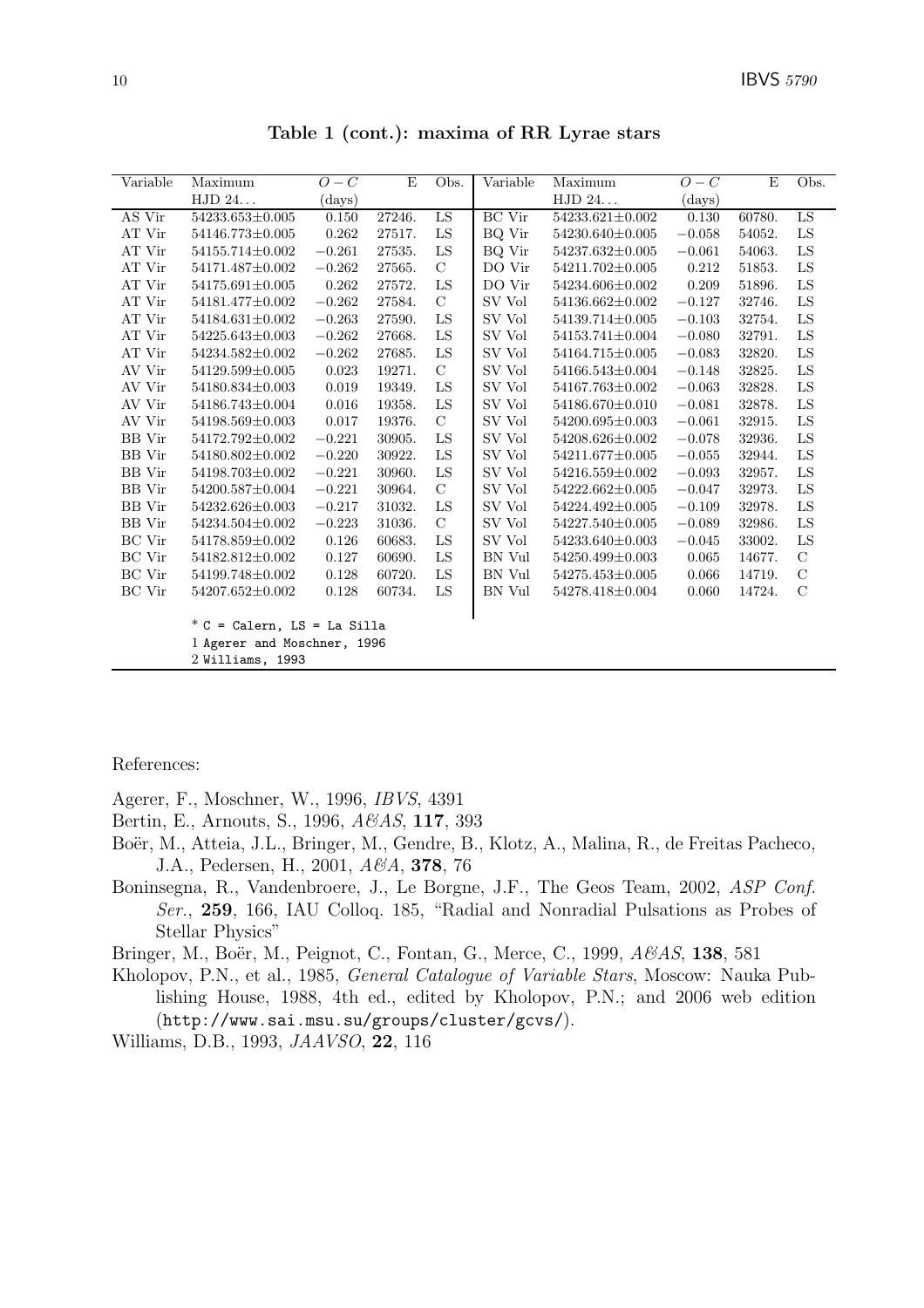**Table 1 (cont.): maxima of RR Lyrae stars**

| Variable | Maximum HJD 24... | $O-C$ (days) | E | Obs. | Variable | Maximum HJD 24... | $O-C$ (days) | E | Obs. |
|---|---|---|---|---|---|---|---|---|---|
| AS Vir | 54233.653±0.005 | 0.150 | 27246. | LS | BC Vir | 54233.621±0.002 | 0.130 | 60780. | LS |
| AT Vir | 54146.773±0.005 | 0.262 | 27517. | LS | BQ Vir | 54230.640±0.005 | −0.058 | 54052. | LS |
| AT Vir | 54155.714±0.002 | −0.261 | 27535. | LS | BQ Vir | 54237.632±0.005 | −0.061 | 54063. | LS |
| AT Vir | 54171.487±0.002 | −0.262 | 27565. | C | DO Vir | 54211.702±0.005 | 0.212 | 51853. | LS |
| AT Vir | 54175.691±0.005 | 0.262 | 27572. | LS | DO Vir | 54234.606±0.002 | 0.209 | 51896. | LS |
| AT Vir | 54181.477±0.002 | −0.262 | 27584. | C | SV Vol | 54136.662±0.002 | −0.127 | 32746. | LS |
| AT Vir | 54184.631±0.002 | −0.263 | 27590. | LS | SV Vol | 54139.714±0.005 | −0.103 | 32754. | LS |
| AT Vir | 54225.643±0.003 | −0.262 | 27668. | LS | SV Vol | 54153.741±0.004 | −0.080 | 32791. | LS |
| AT Vir | 54234.582±0.002 | −0.262 | 27685. | LS | SV Vol | 54164.715±0.005 | −0.083 | 32820. | LS |
| AV Vir | 54129.599±0.005 | 0.023 | 19271. | C | SV Vol | 54166.543±0.004 | −0.148 | 32825. | LS |
| AV Vir | 54180.834±0.003 | 0.019 | 19349. | LS | SV Vol | 54167.763±0.002 | −0.063 | 32828. | LS |
| AV Vir | 54186.743±0.004 | 0.016 | 19358. | LS | SV Vol | 54186.670±0.010 | −0.081 | 32878. | LS |
| AV Vir | 54198.569±0.003 | 0.017 | 19376. | C | SV Vol | 54200.695±0.003 | −0.061 | 32915. | LS |
| BB Vir | 54172.792±0.002 | −0.221 | 30905. | LS | SV Vol | 54208.626±0.002 | −0.078 | 32936. | LS |
| BB Vir | 54180.802±0.002 | −0.220 | 30922. | LS | SV Vol | 54211.677±0.005 | −0.055 | 32944. | LS |
| BB Vir | 54198.703±0.002 | −0.221 | 30960. | LS | SV Vol | 54216.559±0.002 | −0.093 | 32957. | LS |
| BB Vir | 54200.587±0.004 | −0.221 | 30964. | C | SV Vol | 54222.662±0.005 | −0.047 | 32973. | LS |
| BB Vir | 54232.626±0.003 | −0.217 | 31032. | LS | SV Vol | 54224.492±0.005 | −0.109 | 32978. | LS |
| BB Vir | 54234.504±0.002 | −0.223 | 31036. | C | SV Vol | 54227.540±0.005 | −0.089 | 32986. | LS |
| BC Vir | 54178.859±0.002 | 0.126 | 60683. | LS | SV Vol | 54233.640±0.003 | −0.045 | 33002. | LS |
| BC Vir | 54182.812±0.002 | 0.127 | 60690. | LS | BN Vul | 54250.499±0.003 | 0.065 | 14677. | C |
| BC Vir | 54199.748±0.002 | 0.128 | 60720. | LS | BN Vul | 54275.453±0.005 | 0.066 | 14719. | C |
| BC Vir | 54207.652±0.002 | 0.128 | 60734. | LS | BN Vul | 54278.418±0.004 | 0.060 | 14724. | C |

\* C = Calern, LS = La Silla
1 Agerer and Moschner, 1996
2 Williams, 1993

References:

Agerer, F., Moschner, W., 1996, *IBVS*, 4391

Bertin, E., Arnouts, S., 1996, *A&AS*, **117**, 393

Boër, M., Atteia, J.L., Bringer, M., Gendre, B., Klotz, A., Malina, R., de Freitas Pacheco, J.A., Pedersen, H., 2001, *A&A*, **378**, 76

Boninsegna, R., Vandenbroere, J., Le Borgne, J.F., The Geos Team, 2002, *ASP Conf. Ser.*, **259**, 166, IAU Colloq. 185, "Radial and Nonradial Pulsations as Probes of Stellar Physics"

Bringer, M., Boër, M., Peignot, C., Fontan, G., Merce, C., 1999, *A&AS*, **138**, 581

Kholopov, P.N., et al., 1985, *General Catalogue of Variable Stars*, Moscow: Nauka Publishing House, 1988, 4th ed., edited by Kholopov, P.N.; and 2006 web edition (http://www.sai.msu.su/groups/cluster/gcvs/).

Williams, D.B., 1993, *JAAVSO*, **22**, 116